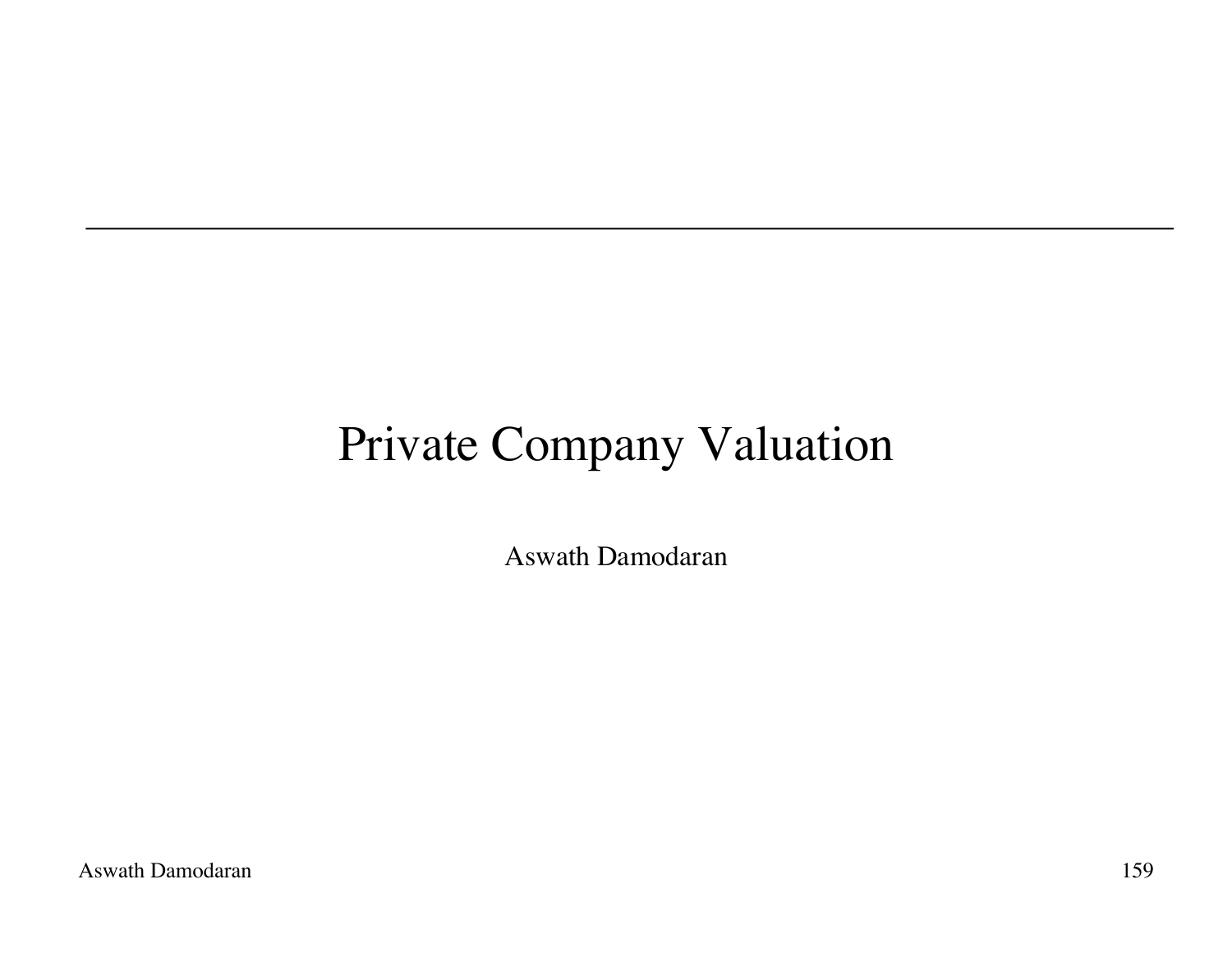# Private Company Valuation

Aswath Damodaran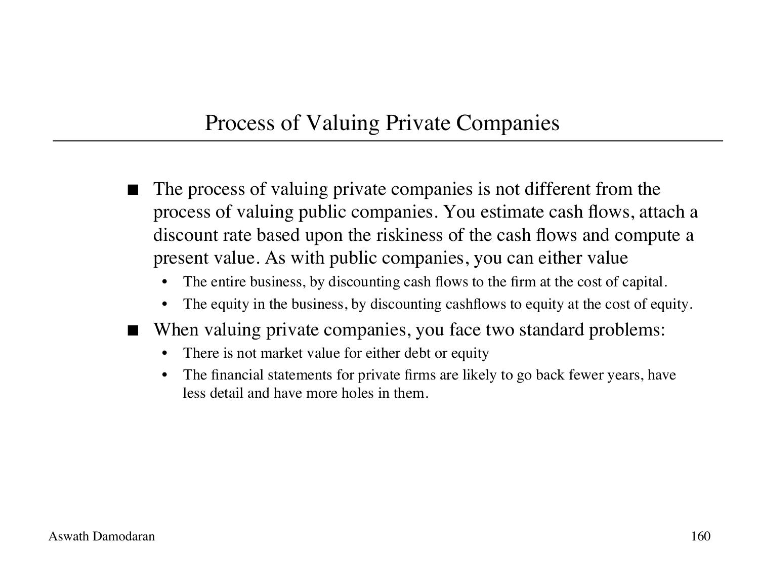# Process of Valuing Private Companies

- The process of valuing private companies is not different from the process of valuing public companies. You estimate cash flows, attach a discount rate based upon the riskiness of the cash flows and compute a present value. As with public companies, you can either value
  - The entire business, by discounting cash flows to the firm at the cost of capital.
  - The equity in the business, by discounting cashflows to equity at the cost of equity.
- When valuing private companies, you face two standard problems:
  - There is not market value for either debt or equity
  - The financial statements for private firms are likely to go back fewer years, have less detail and have more holes in them.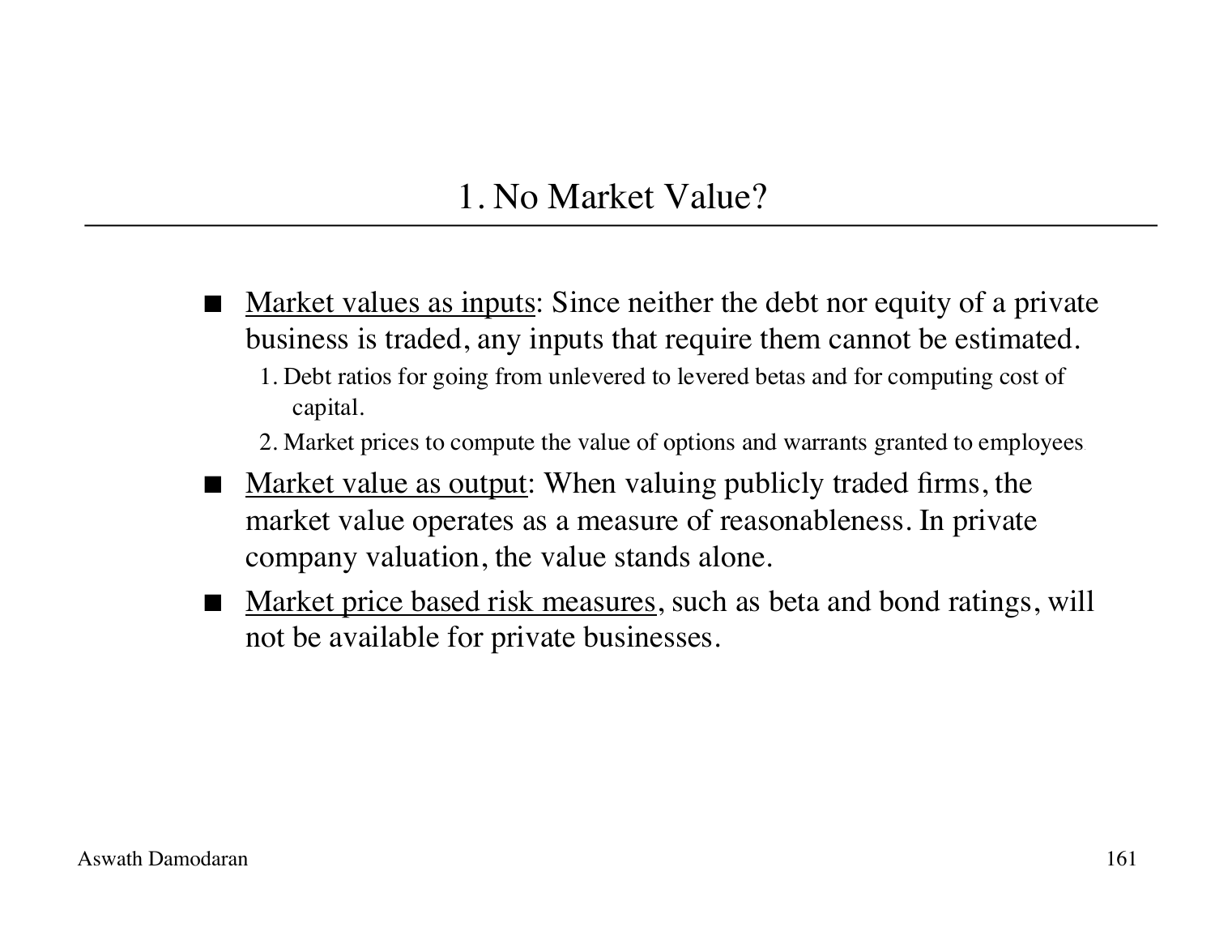# 1. No Market Value?

- Market values as inputs: Since neither the debt nor equity of a private business is traded, any inputs that require them cannot be estimated.
  1. Debt ratios for going from unlevered to levered betas and for computing cost of capital.
  2. Market prices to compute the value of options and warrants granted to employees
- Market value as output: When valuing publicly traded firms, the market value operates as a measure of reasonableness. In private company valuation, the value stands alone.
- Market price based risk measures, such as beta and bond ratings, will not be available for private businesses.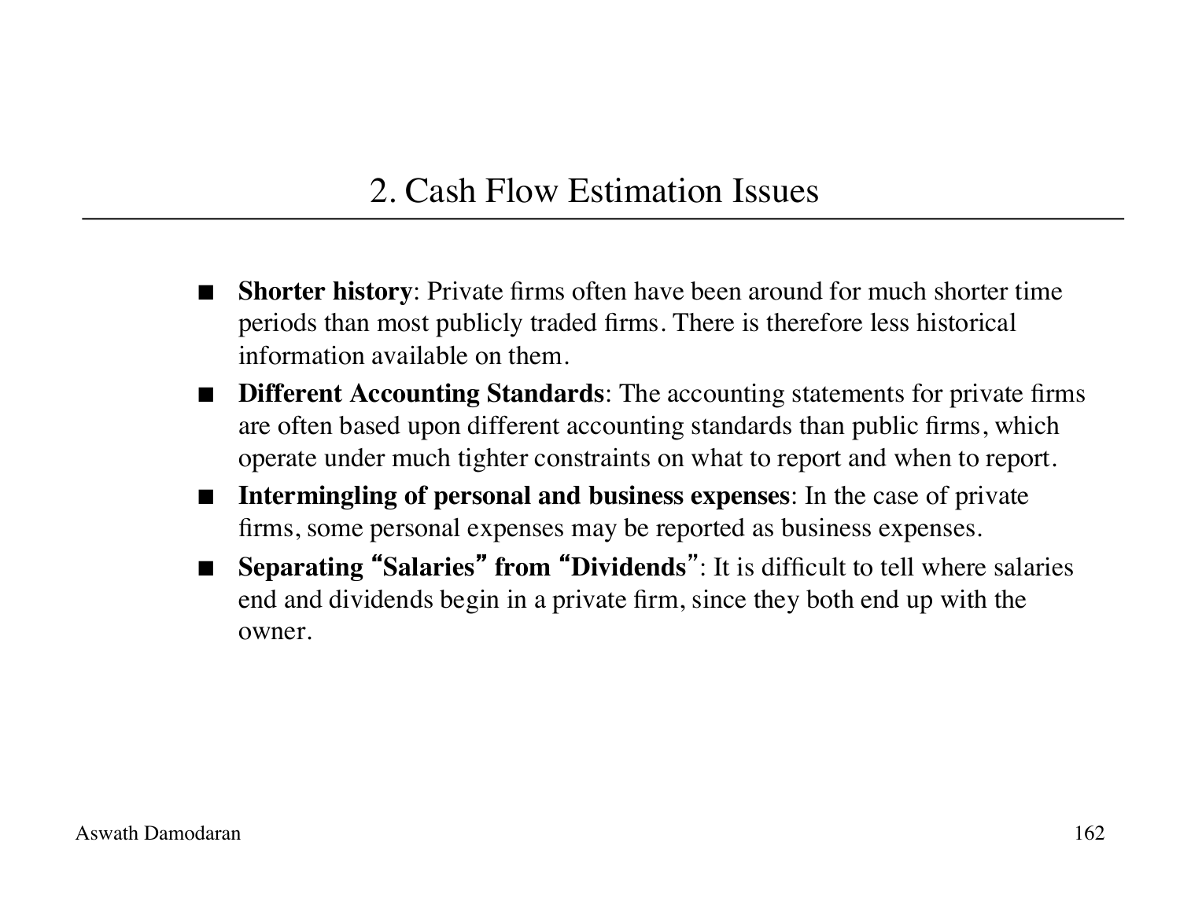## 2. Cash Flow Estimation Issues

- **Shorter history**: Private firms often have been around for much shorter time periods than most publicly traded firms. There is therefore less historical information available on them.
- **Different Accounting Standards**: The accounting statements for private firms are often based upon different accounting standards than public firms, which operate under much tighter constraints on what to report and when to report.
- **Intermingling of personal and business expenses**: In the case of private firms, some personal expenses may be reported as business expenses.
- **Separating "Salaries" from "Dividends"**: It is difficult to tell where salaries end and dividends begin in a private firm, since they both end up with the owner.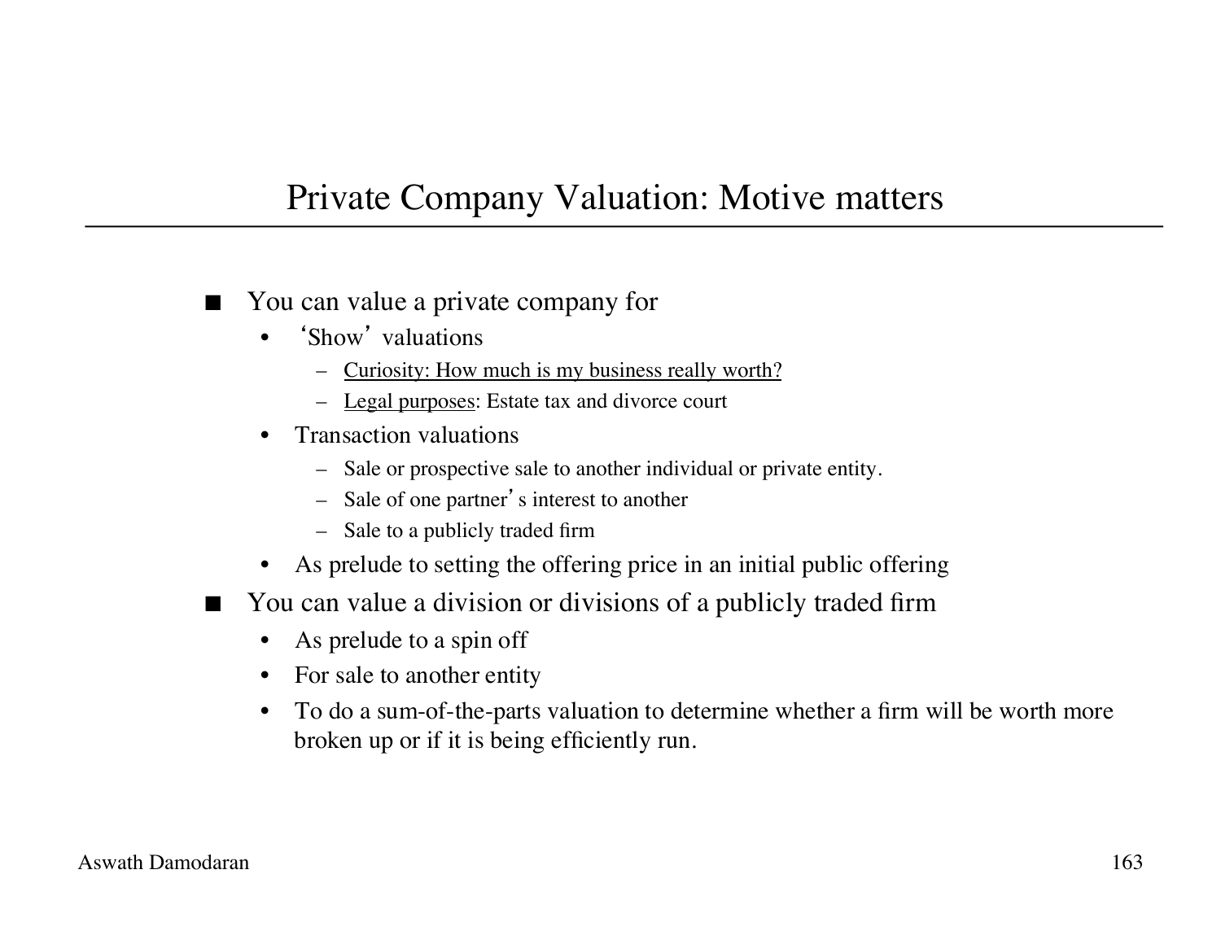# Private Company Valuation: Motive matters

- You can value a private company for
  - 'Show' valuations
    - <u>Curiosity: How much is my business really worth?</u>
    - <u>Legal purposes</u>: Estate tax and divorce court
  - Transaction valuations
    - Sale or prospective sale to another individual or private entity.
    - Sale of one partner's interest to another
    - Sale to a publicly traded firm
  - As prelude to setting the offering price in an initial public offering
- You can value a division or divisions of a publicly traded firm
  - As prelude to a spin off
  - For sale to another entity
  - To do a sum-of-the-parts valuation to determine whether a firm will be worth more broken up or if it is being efficiently run.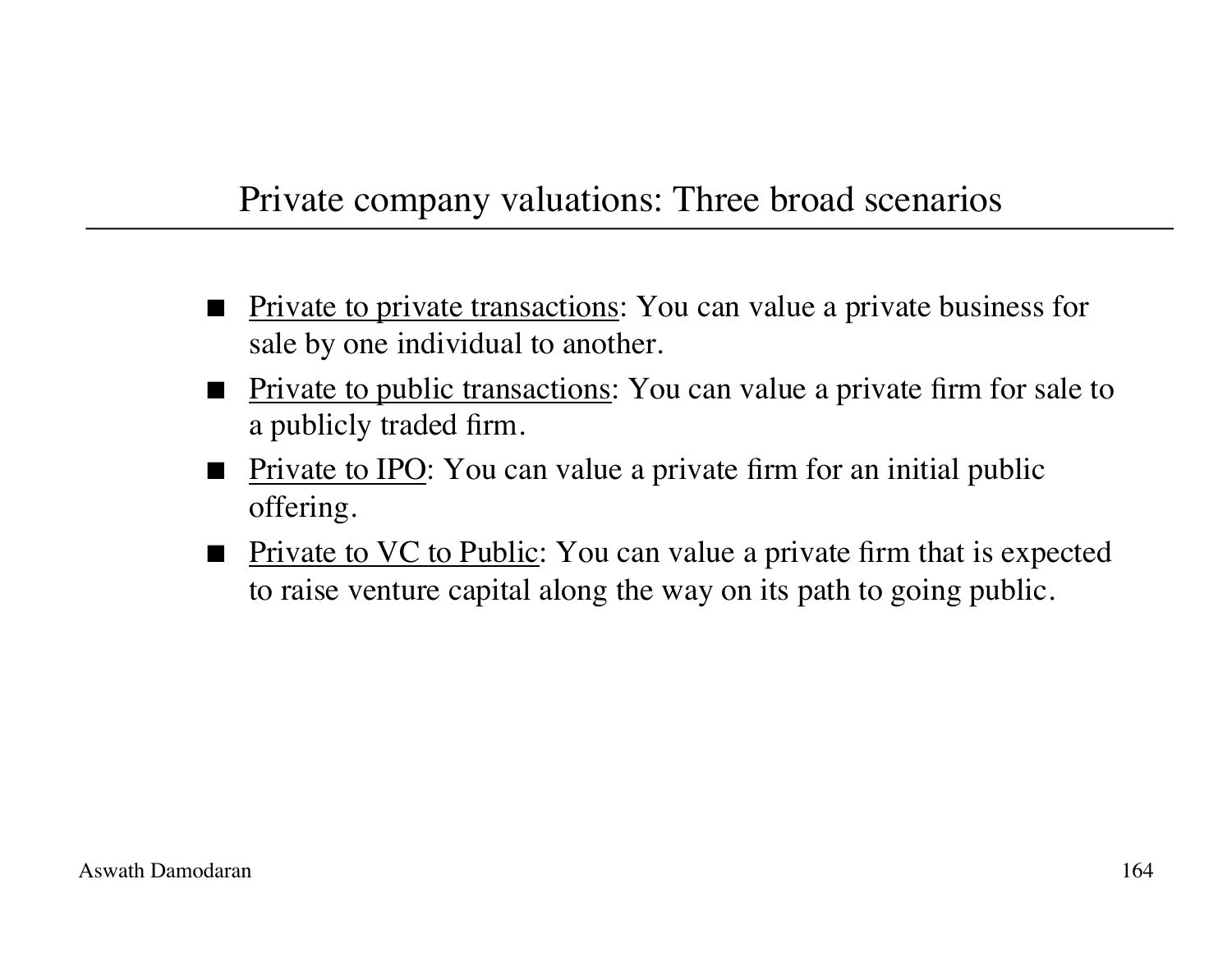# Private company valuations: Three broad scenarios

- Private to private transactions: You can value a private business for sale by one individual to another.
- Private to public transactions: You can value a private firm for sale to a publicly traded firm.
- Private to IPO: You can value a private firm for an initial public offering.
- Private to VC to Public: You can value a private firm that is expected to raise venture capital along the way on its path to going public.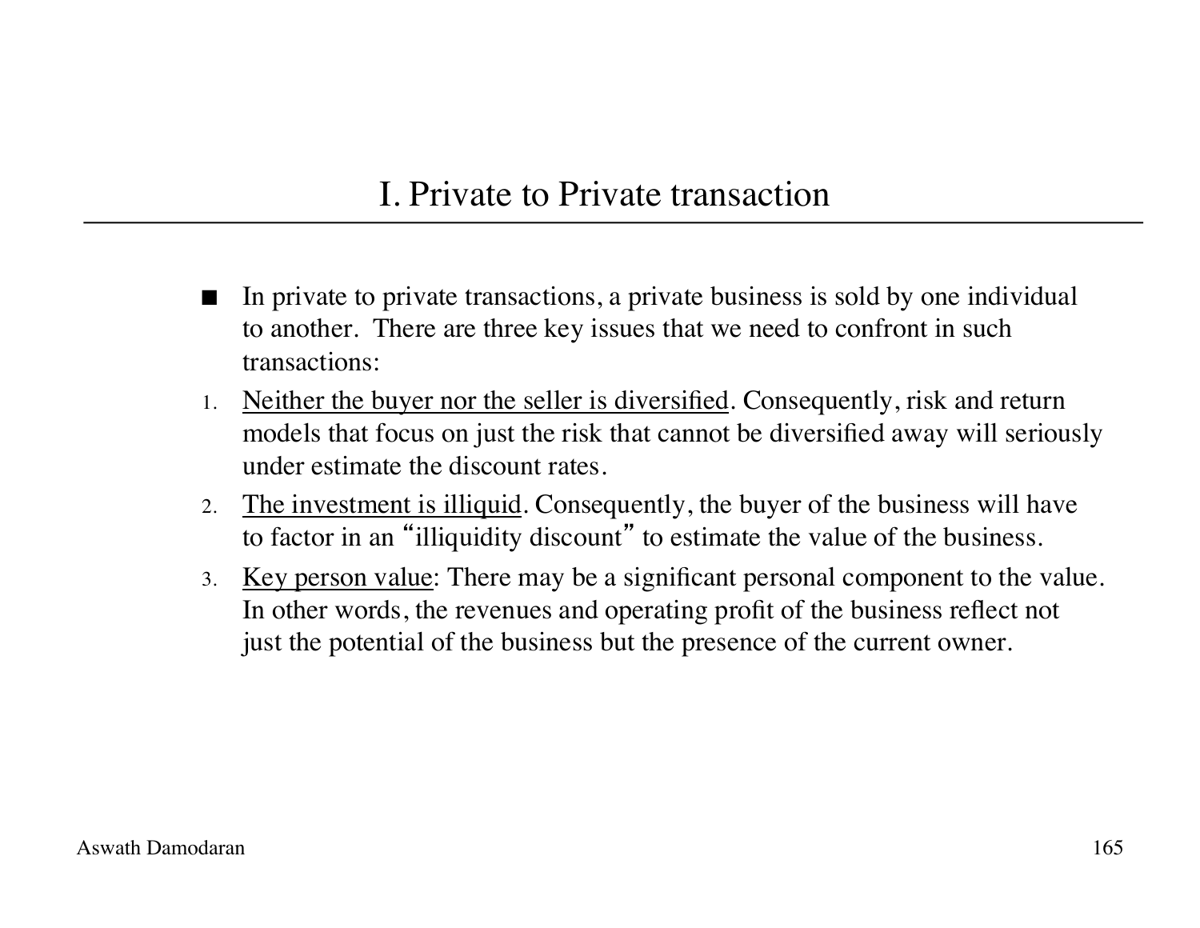# I. Private to Private transaction

- In private to private transactions, a private business is sold by one individual to another. There are three key issues that we need to confront in such transactions:

1. Neither the buyer nor the seller is diversified. Consequently, risk and return models that focus on just the risk that cannot be diversified away will seriously under estimate the discount rates.
2. The investment is illiquid. Consequently, the buyer of the business will have to factor in an "illiquidity discount" to estimate the value of the business.
3. Key person value: There may be a significant personal component to the value. In other words, the revenues and operating profit of the business reflect not just the potential of the business but the presence of the current owner.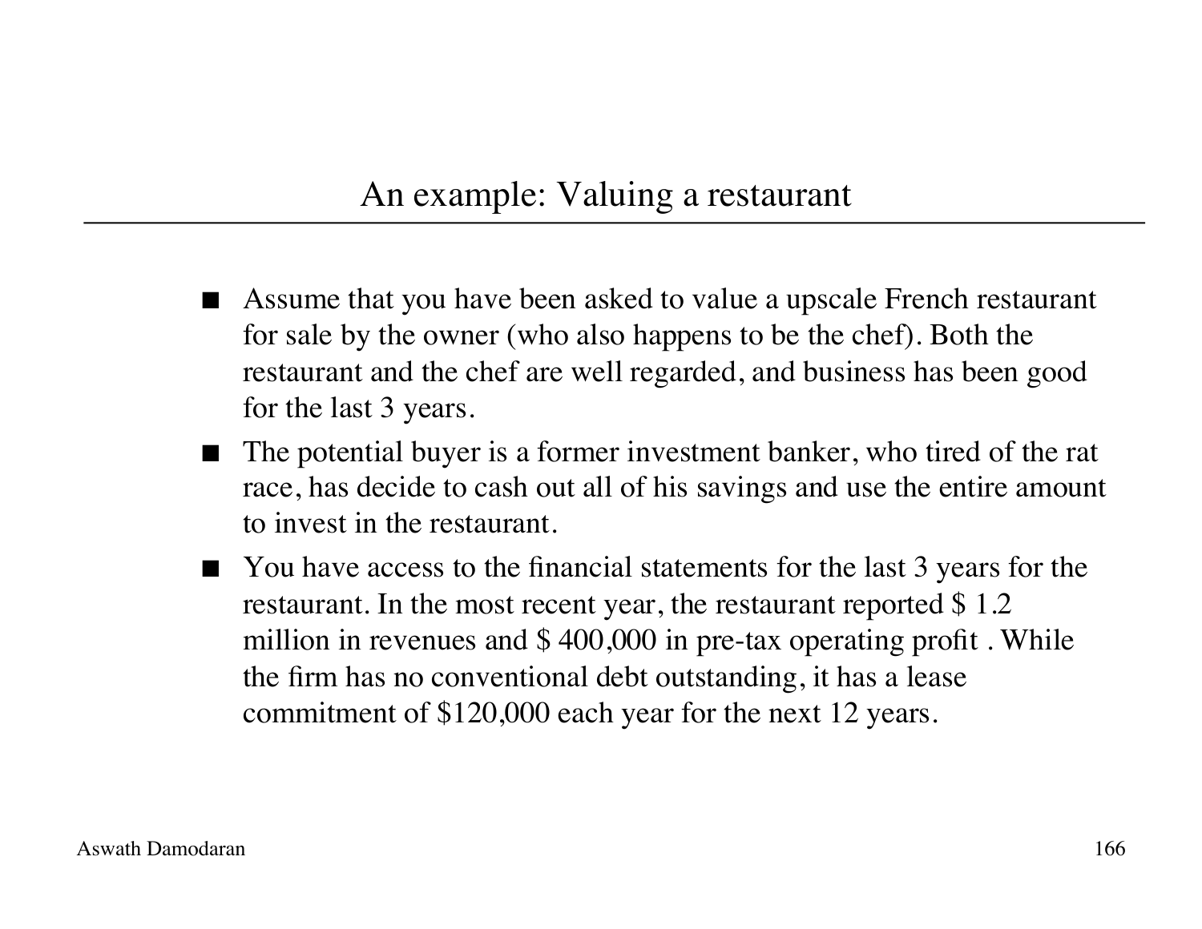## An example: Valuing a restaurant

- Assume that you have been asked to value a upscale French restaurant for sale by the owner (who also happens to be the chef). Both the restaurant and the chef are well regarded, and business has been good for the last 3 years.
- The potential buyer is a former investment banker, who tired of the rat race, has decide to cash out all of his savings and use the entire amount to invest in the restaurant.
- You have access to the financial statements for the last 3 years for the restaurant. In the most recent year, the restaurant reported $ 1.2 million in revenues and $ 400,000 in pre-tax operating profit . While the firm has no conventional debt outstanding, it has a lease commitment of $120,000 each year for the next 12 years.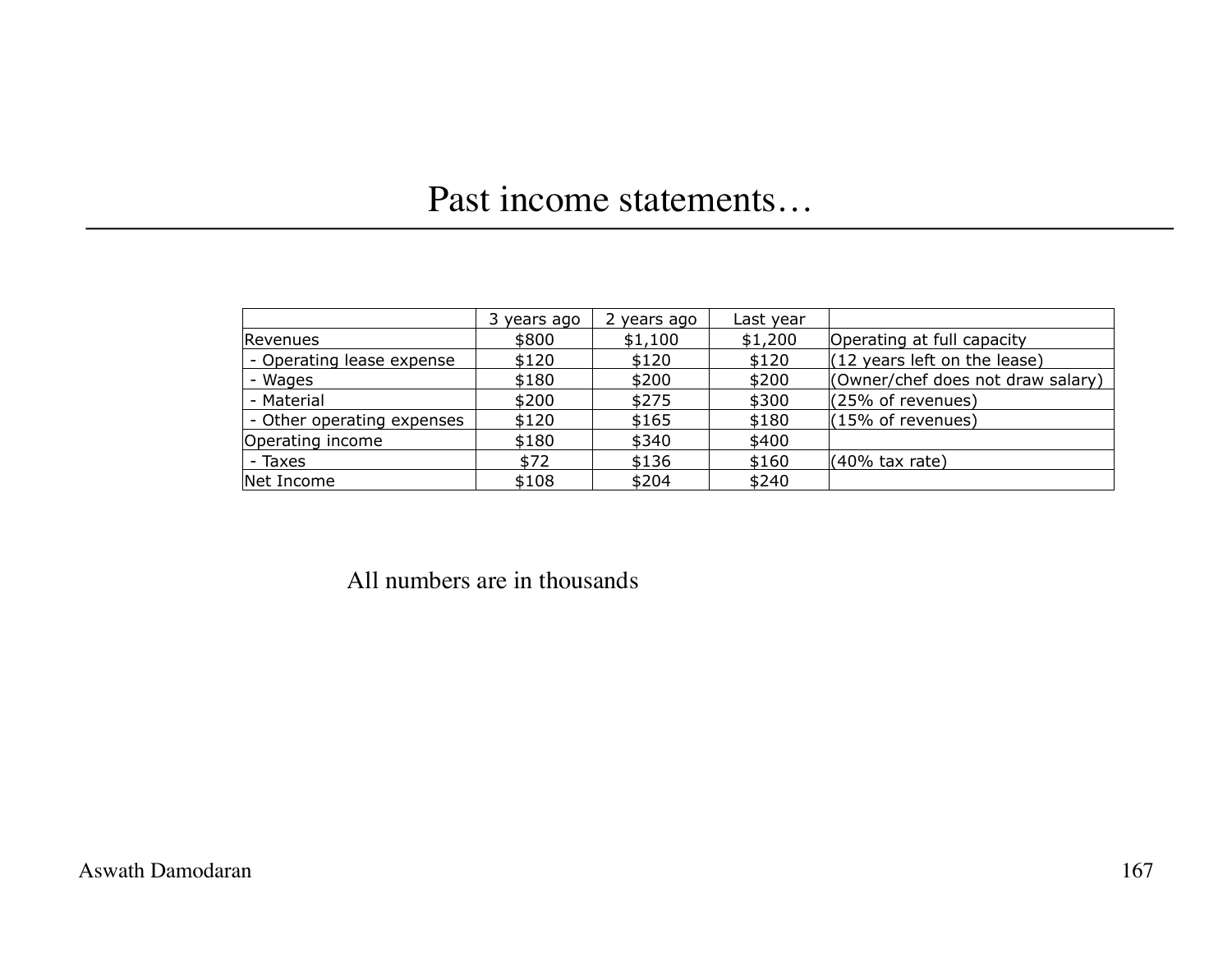# Past income statements…

| | 3 years ago | 2 years ago | Last year | |
|---|---|---|---|---|
| Revenues | $800 | $1,100 | $1,200 | Operating at full capacity |
| - Operating lease expense | $120 | $120 | $120 | (12 years left on the lease) |
| - Wages | $180 | $200 | $200 | (Owner/chef does not draw salary) |
| - Material | $200 | $275 | $300 | (25% of revenues) |
| - Other operating expenses | $120 | $165 | $180 | (15% of revenues) |
| Operating income | $180 | $340 | $400 | |
| - Taxes | $72 | $136 | $160 | (40% tax rate) |
| Net Income | $108 | $204 | $240 | |

All numbers are in thousands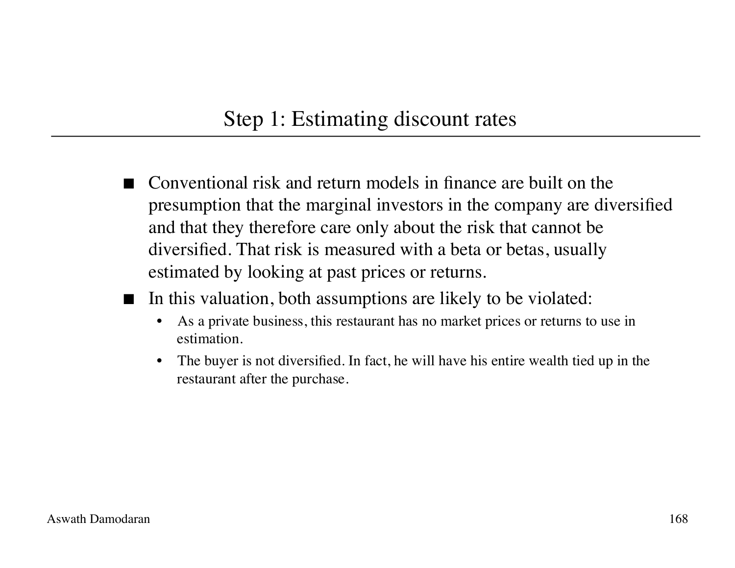# Step 1: Estimating discount rates

- Conventional risk and return models in finance are built on the presumption that the marginal investors in the company are diversified and that they therefore care only about the risk that cannot be diversified. That risk is measured with a beta or betas, usually estimated by looking at past prices or returns.
- In this valuation, both assumptions are likely to be violated:
  - As a private business, this restaurant has no market prices or returns to use in estimation.
  - The buyer is not diversified. In fact, he will have his entire wealth tied up in the restaurant after the purchase.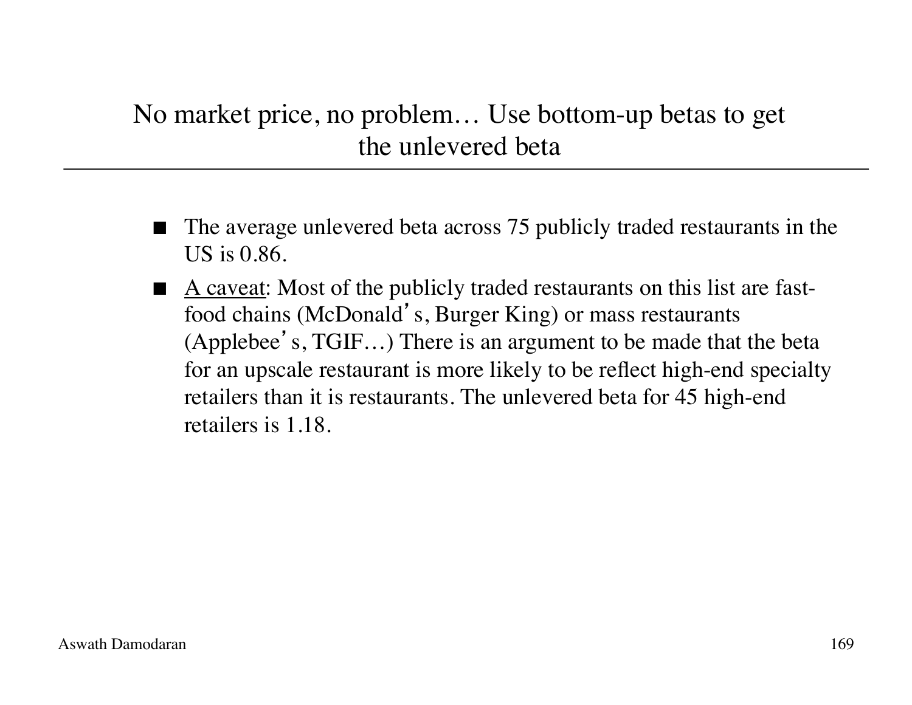# No market price, no problem… Use bottom-up betas to get the unlevered beta

- The average unlevered beta across 75 publicly traded restaurants in the US is 0.86.
- A caveat: Most of the publicly traded restaurants on this list are fast-food chains (McDonald's, Burger King) or mass restaurants (Applebee's, TGIF…) There is an argument to be made that the beta for an upscale restaurant is more likely to be reflect high-end specialty retailers than it is restaurants. The unlevered beta for 45 high-end retailers is 1.18.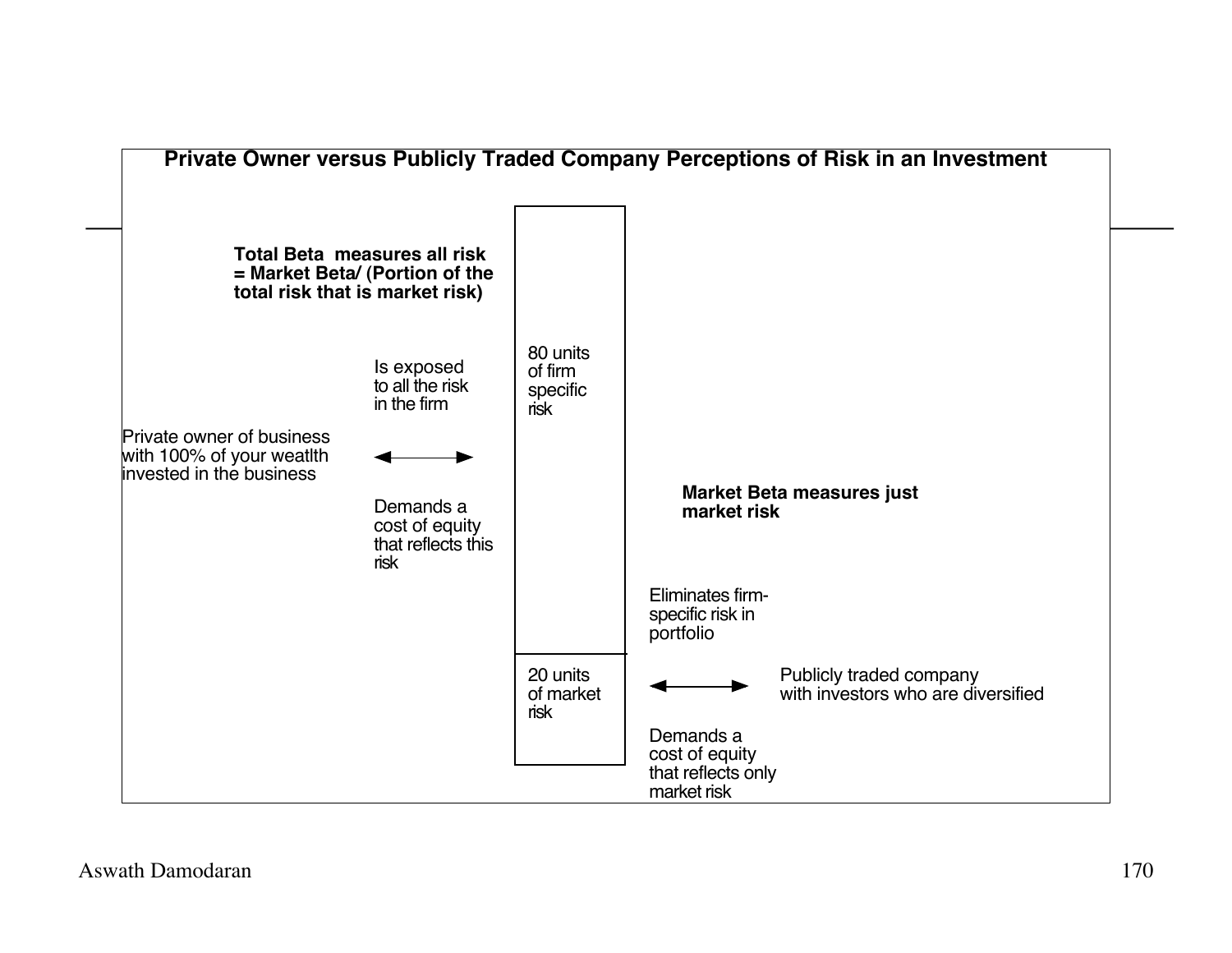## Private Owner versus Publicly Traded Company Perceptions of Risk in an Investment

**Total Beta measures all risk = Market Beta/ (Portion of the total risk that is market risk)**

Private owner of business with 100% of your weatlth invested in the business

Is exposed to all the risk in the firm

Demands a cost of equity that reflects this risk

80 units of firm specific risk

20 units of market risk

**Market Beta measures just market risk**

Eliminates firm-specific risk in portfolio

Publicly traded company with investors who are diversified

Demands a cost of equity that reflects only market risk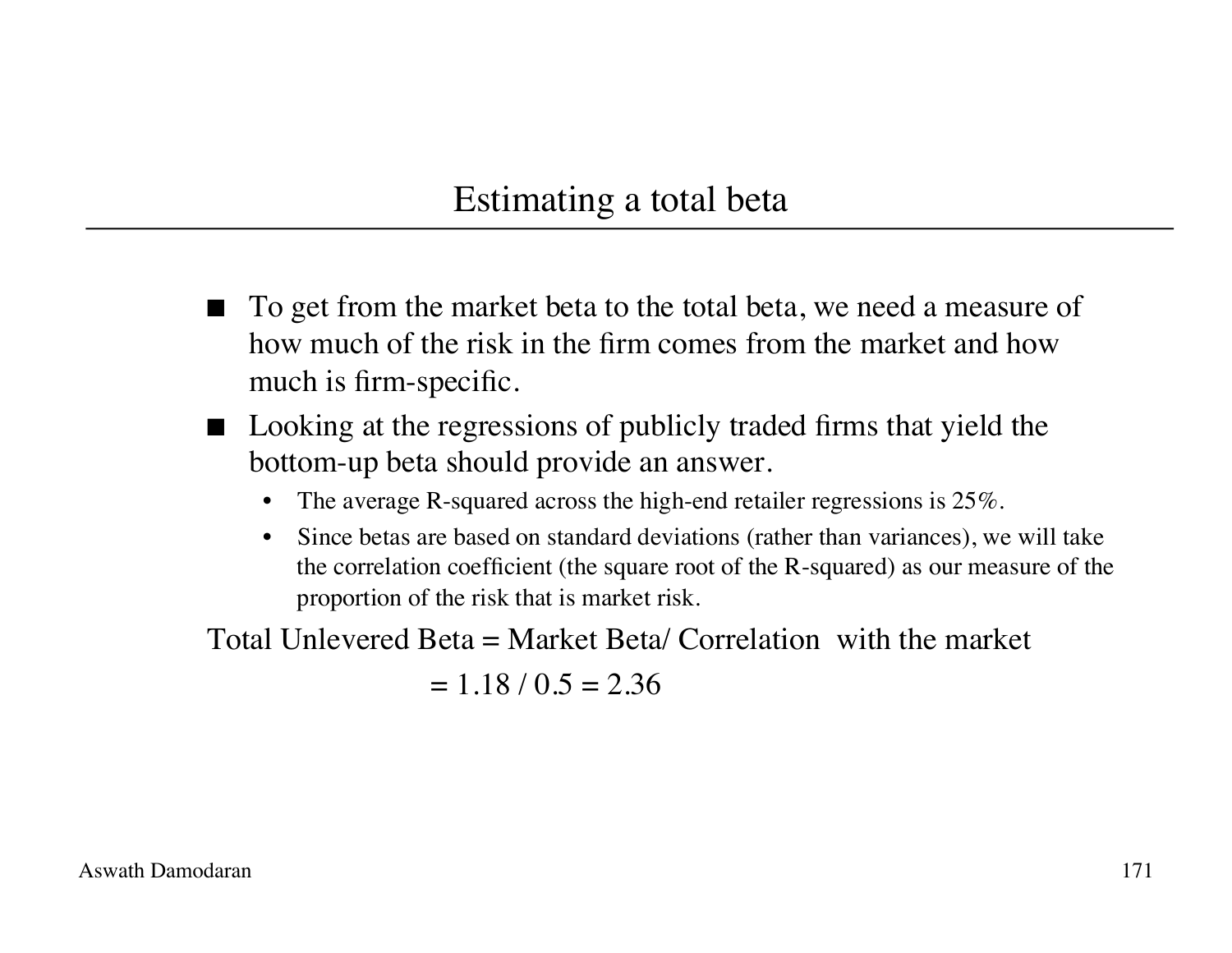# Estimating a total beta

- To get from the market beta to the total beta, we need a measure of how much of the risk in the firm comes from the market and how much is firm-specific.
- Looking at the regressions of publicly traded firms that yield the bottom-up beta should provide an answer.
  - The average R-squared across the high-end retailer regressions is 25%.
  - Since betas are based on standard deviations (rather than variances), we will take the correlation coefficient (the square root of the R-squared) as our measure of the proportion of the risk that is market risk.

Total Unlevered Beta = Market Beta/ Correlation with the market

= 1.18 / 0.5 = 2.36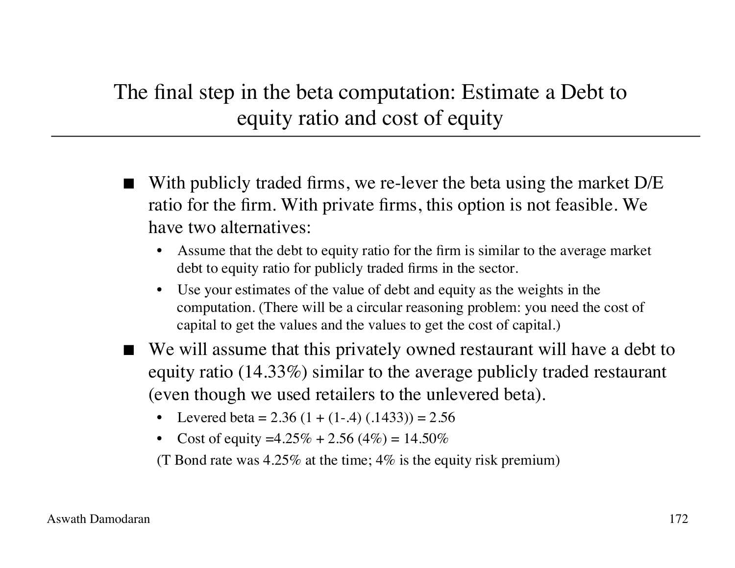# The final step in the beta computation: Estimate a Debt to equity ratio and cost of equity

- With publicly traded firms, we re-lever the beta using the market D/E ratio for the firm. With private firms, this option is not feasible. We have two alternatives:
  - Assume that the debt to equity ratio for the firm is similar to the average market debt to equity ratio for publicly traded firms in the sector.
  - Use your estimates of the value of debt and equity as the weights in the computation. (There will be a circular reasoning problem: you need the cost of capital to get the values and the values to get the cost of capital.)
- We will assume that this privately owned restaurant will have a debt to equity ratio (14.33%) similar to the average publicly traded restaurant (even though we used retailers to the unlevered beta).
  - Levered beta = 2.36 (1 + (1-.4) (.1433)) = 2.56
  - Cost of equity =4.25% + 2.56 (4%) = 14.50%

  (T Bond rate was 4.25% at the time; 4% is the equity risk premium)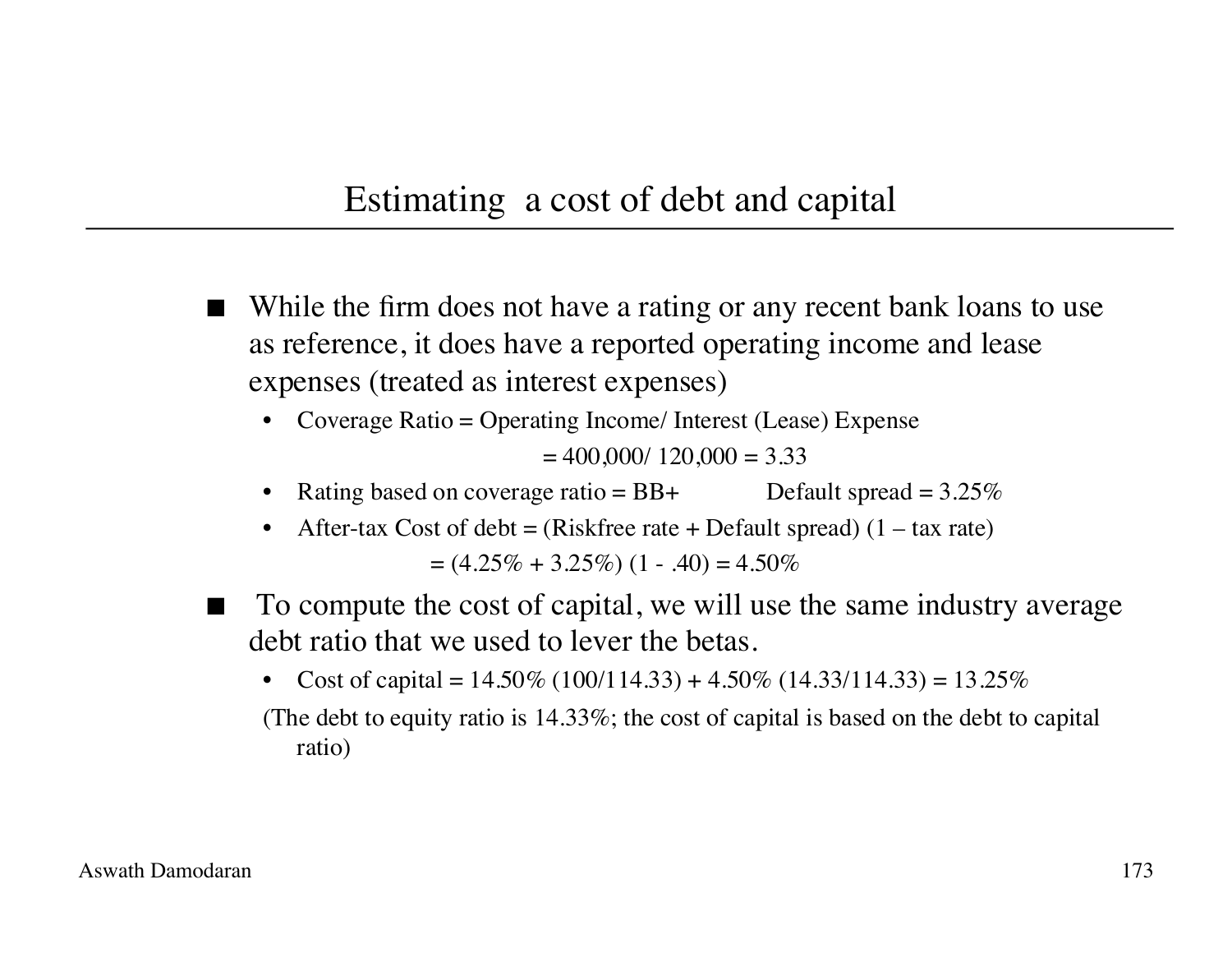# Estimating a cost of debt and capital

- While the firm does not have a rating or any recent bank loans to use as reference, it does have a reported operating income and lease expenses (treated as interest expenses)
  - Coverage Ratio = Operating Income/ Interest (Lease) Expense

    = 400,000/ 120,000 = 3.33
  - Rating based on coverage ratio = BB+ Default spread = 3.25%
  - After-tax Cost of debt = (Riskfree rate + Default spread) (1 – tax rate)

    = (4.25% + 3.25%) (1 - .40) = 4.50%
- To compute the cost of capital, we will use the same industry average debt ratio that we used to lever the betas.
  - Cost of capital = 14.50% (100/114.33) + 4.50% (14.33/114.33) = 13.25%

  (The debt to equity ratio is 14.33%; the cost of capital is based on the debt to capital ratio)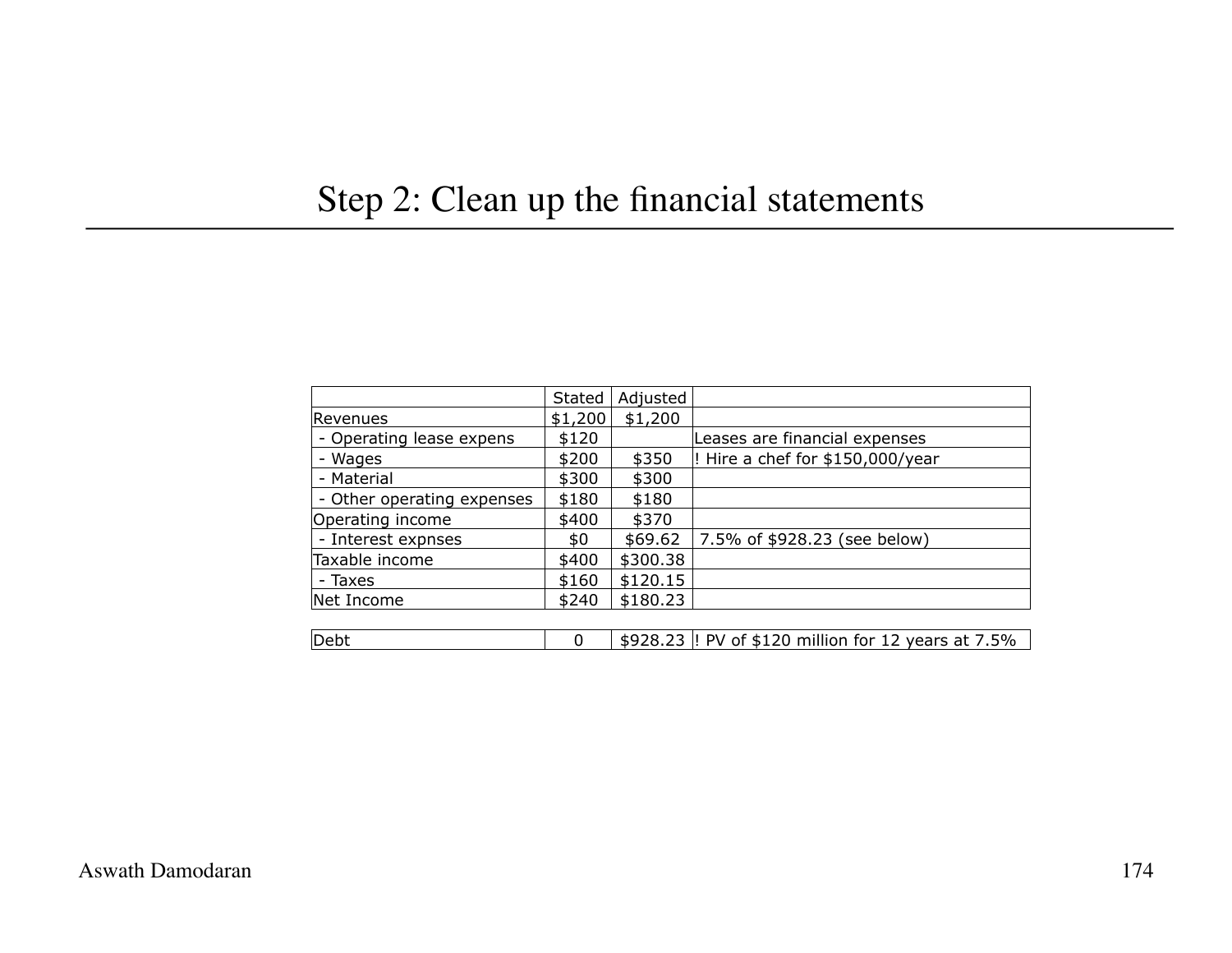# Step 2: Clean up the financial statements

| | Stated | Adjusted | |
|---|---|---|---|
| Revenues | $1,200 | $1,200 | |
| - Operating lease expens | $120 | | Leases are financial expenses |
| - Wages | $200 | $350 | ! Hire a chef for $150,000/year |
| - Material | $300 | $300 | |
| - Other operating expenses | $180 | $180 | |
| Operating income | $400 | $370 | |
| - Interest expnses | $0 | $69.62 | 7.5% of $928.23 (see below) |
| Taxable income | $400 | $300.38 | |
| - Taxes | $160 | $120.15 | |
| Net Income | $240 | $180.23 | |
| | | | |
| Debt | 0 | $928.23 | ! PV of $120 million for 12 years at 7.5% |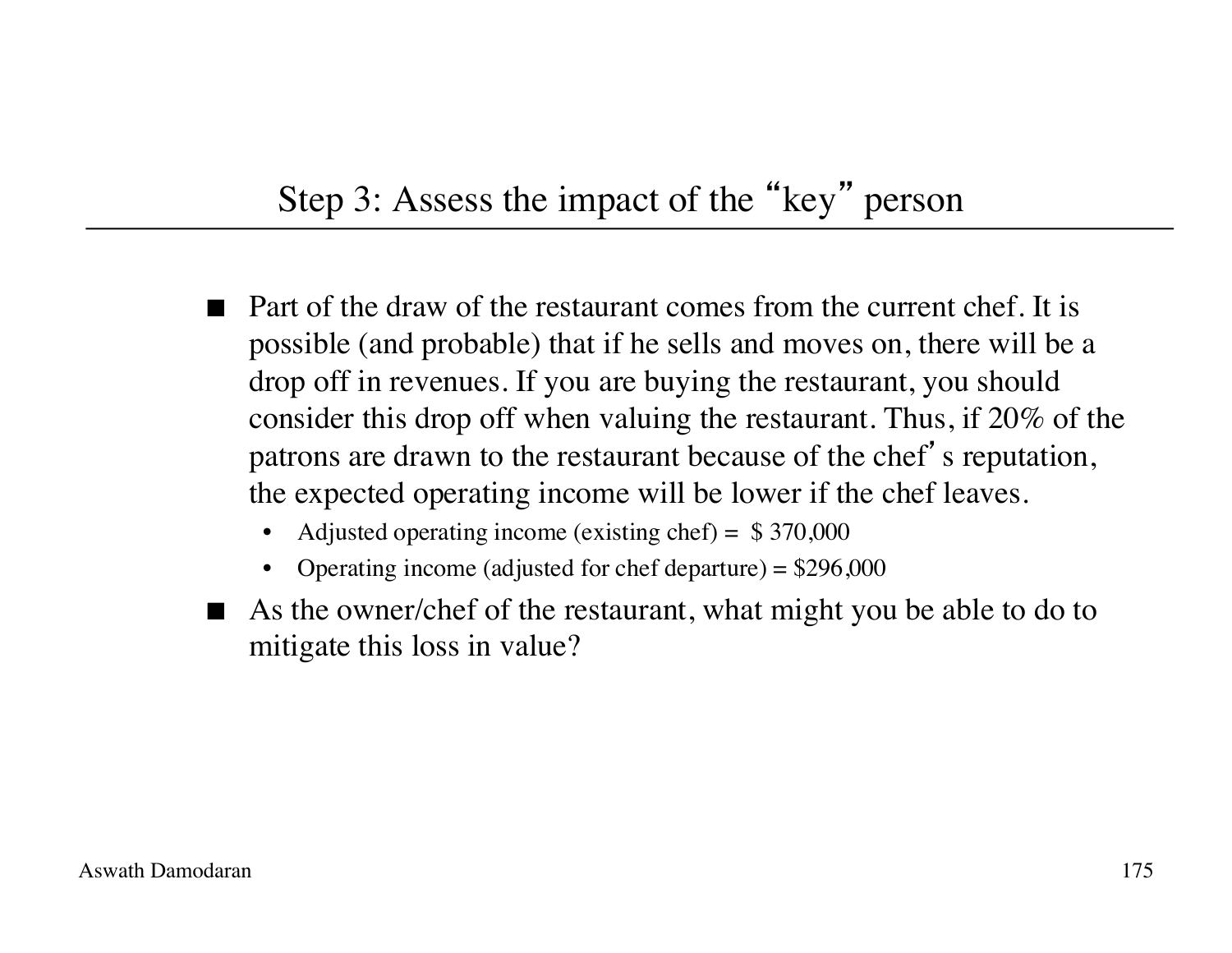## Step 3: Assess the impact of the "key" person

- Part of the draw of the restaurant comes from the current chef. It is possible (and probable) that if he sells and moves on, there will be a drop off in revenues. If you are buying the restaurant, you should consider this drop off when valuing the restaurant. Thus, if 20% of the patrons are drawn to the restaurant because of the chef's reputation, the expected operating income will be lower if the chef leaves.
  - Adjusted operating income (existing chef) = $ 370,000
  - Operating income (adjusted for chef departure) = $296,000
- As the owner/chef of the restaurant, what might you be able to do to mitigate this loss in value?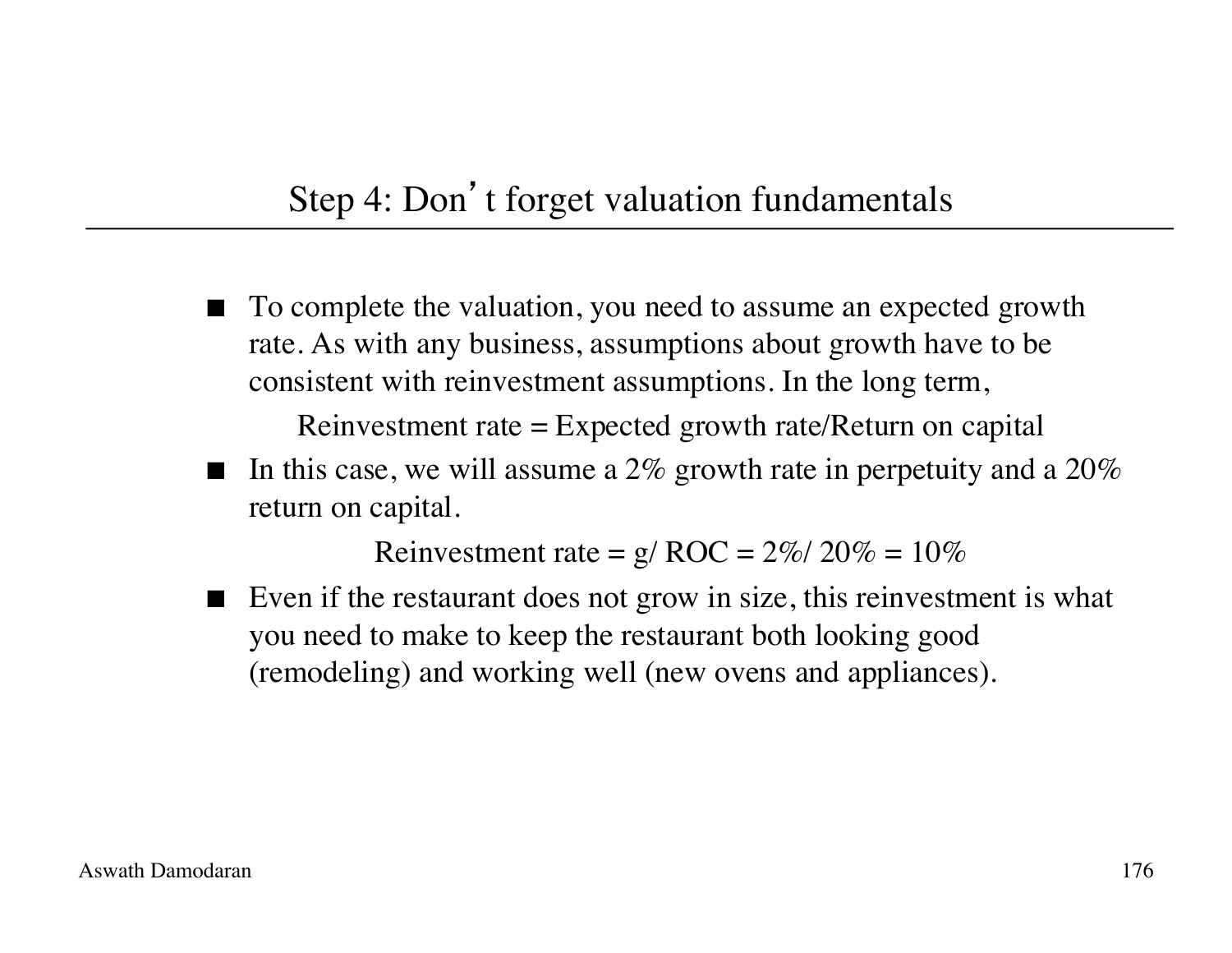## Step 4: Don't forget valuation fundamentals

- To complete the valuation, you need to assume an expected growth rate. As with any business, assumptions about growth have to be consistent with reinvestment assumptions. In the long term,

  Reinvestment rate = Expected growth rate/Return on capital

- In this case, we will assume a 2% growth rate in perpetuity and a 20% return on capital.

  Reinvestment rate = g/ ROC = 2%/ 20% = 10%

- Even if the restaurant does not grow in size, this reinvestment is what you need to make to keep the restaurant both looking good (remodeling) and working well (new ovens and appliances).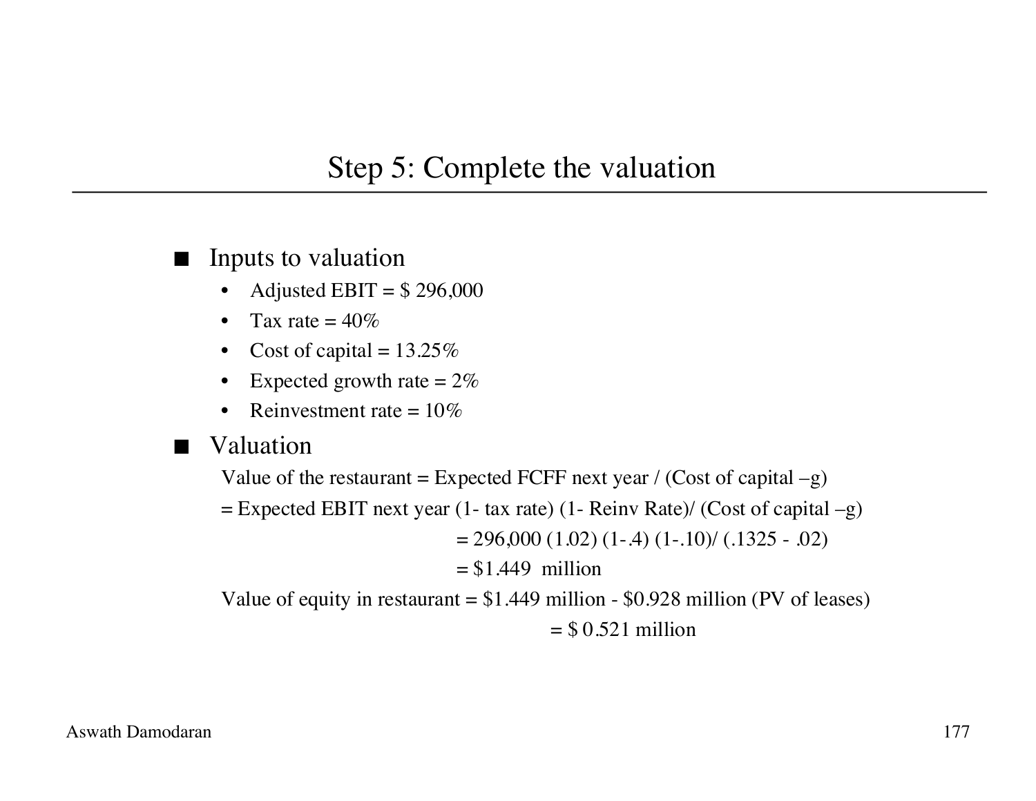## Step 5: Complete the valuation

- Inputs to valuation
  - Adjusted EBIT = $ 296,000
  - Tax rate = 40%
  - Cost of capital = 13.25%
  - Expected growth rate = 2%
  - Reinvestment rate = 10%
- Valuation

  Value of the restaurant = Expected FCFF next year / (Cost of capital –g)

  = Expected EBIT next year (1- tax rate) (1- Reinv Rate)/ (Cost of capital –g)

  = 296,000 (1.02) (1-.4) (1-.10)/ (.1325 - .02)

  = $1.449 million

  Value of equity in restaurant = $1.449 million - $0.928 million (PV of leases)

  = $ 0.521 million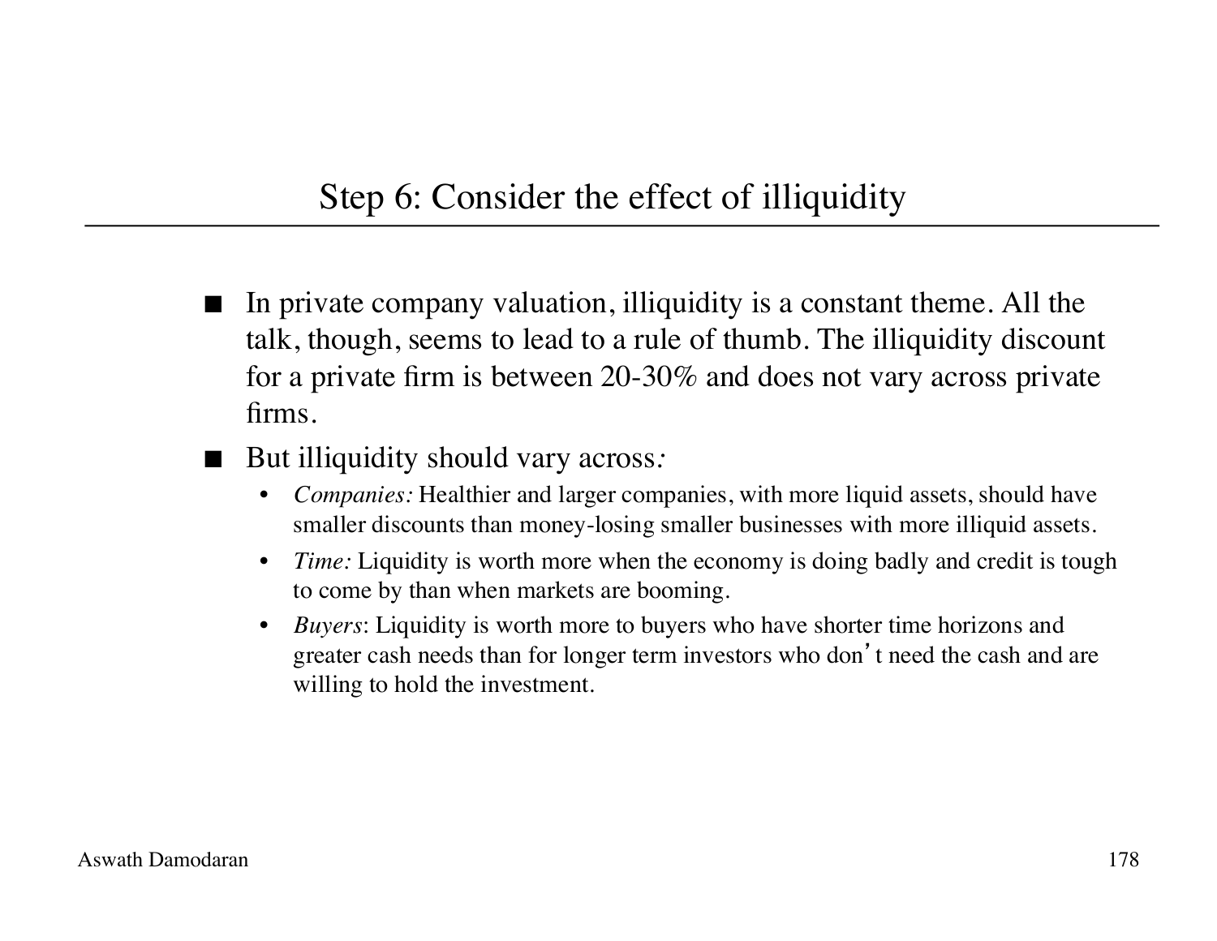## Step 6: Consider the effect of illiquidity

- In private company valuation, illiquidity is a constant theme. All the talk, though, seems to lead to a rule of thumb. The illiquidity discount for a private firm is between 20-30% and does not vary across private firms.
- But illiquidity should vary across*:*
  - *Companies:* Healthier and larger companies, with more liquid assets, should have smaller discounts than money-losing smaller businesses with more illiquid assets.
  - *Time:* Liquidity is worth more when the economy is doing badly and credit is tough to come by than when markets are booming.
  - *Buyers*: Liquidity is worth more to buyers who have shorter time horizons and greater cash needs than for longer term investors who don't need the cash and are willing to hold the investment.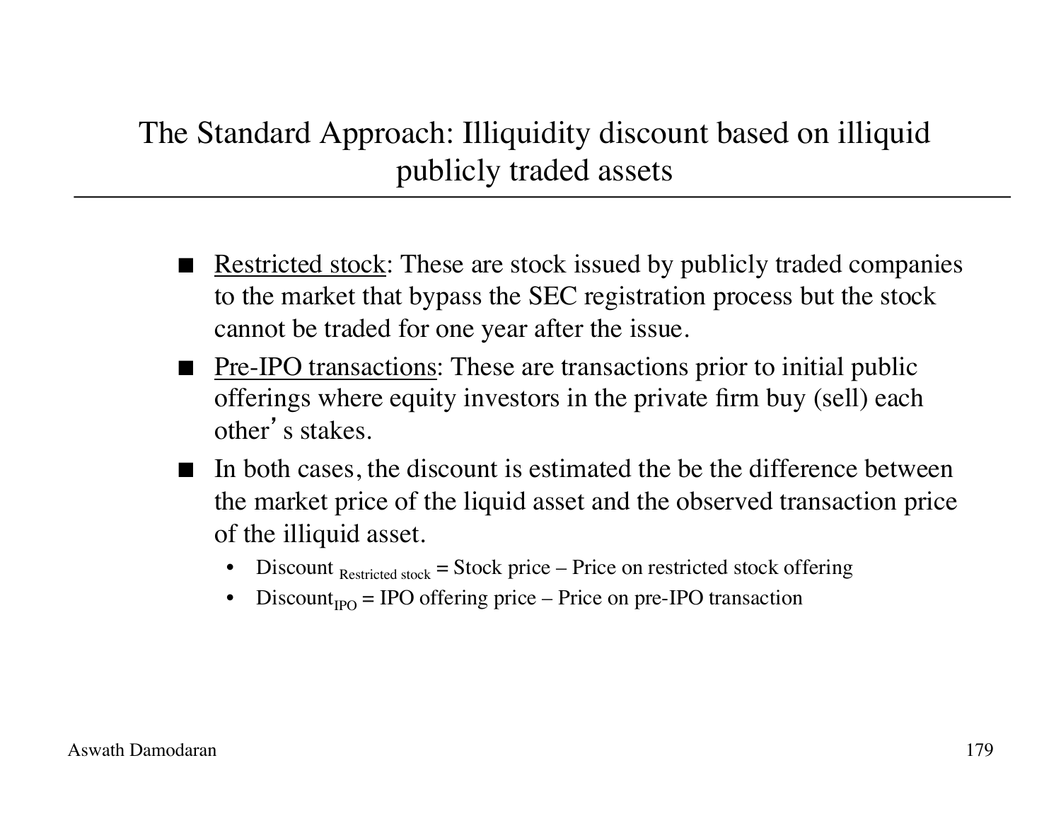# The Standard Approach: Illiquidity discount based on illiquid publicly traded assets

- Restricted stock: These are stock issued by publicly traded companies to the market that bypass the SEC registration process but the stock cannot be traded for one year after the issue.
- Pre-IPO transactions: These are transactions prior to initial public offerings where equity investors in the private firm buy (sell) each other's stakes.
- In both cases, the discount is estimated the be the difference between the market price of the liquid asset and the observed transaction price of the illiquid asset.
  - $\text{Discount}_{\text{Restricted stock}}$ = Stock price – Price on restricted stock offering
  - $\text{Discount}_{\text{IPO}}$ = IPO offering price – Price on pre-IPO transaction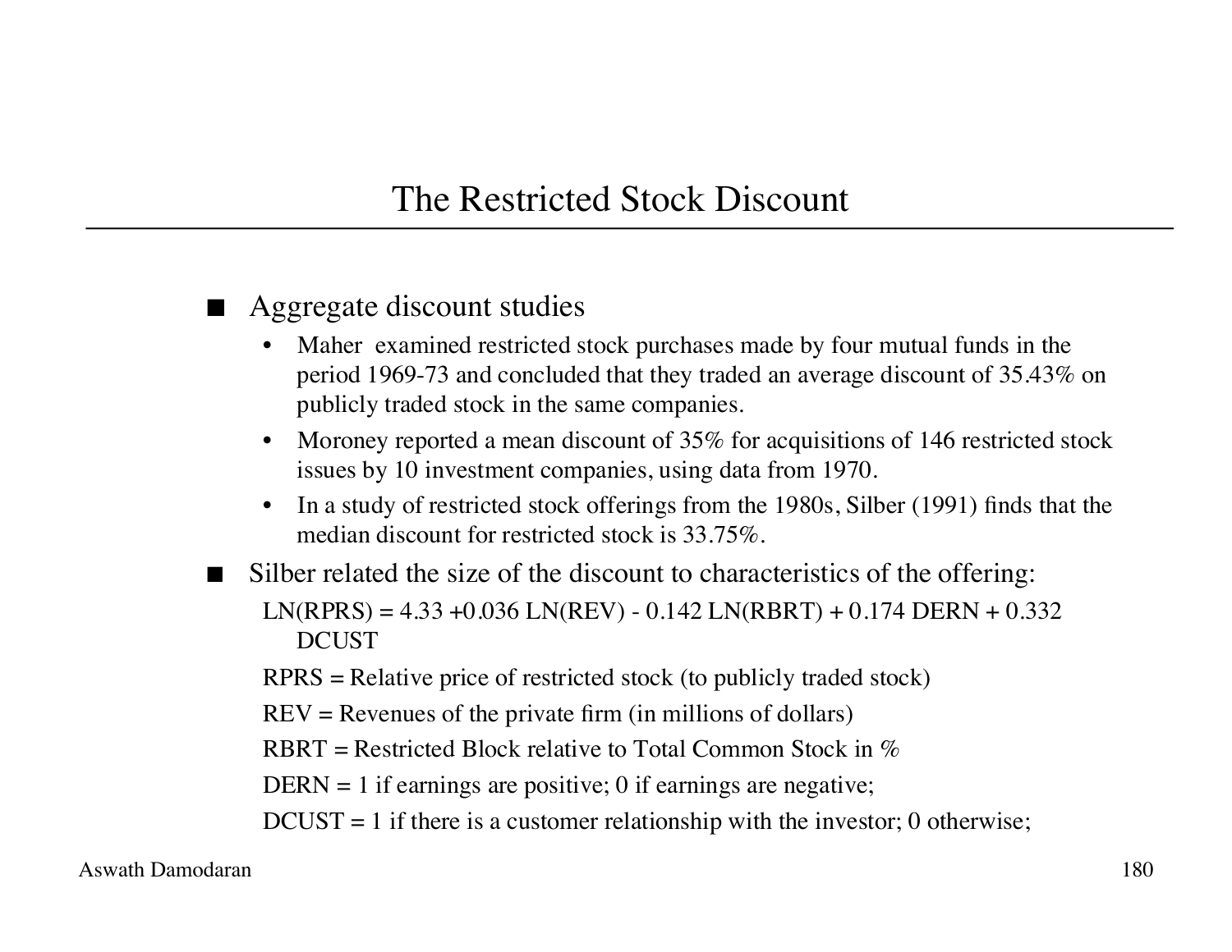# The Restricted Stock Discount

- Aggregate discount studies
  - Maher examined restricted stock purchases made by four mutual funds in the period 1969-73 and concluded that they traded an average discount of 35.43% on publicly traded stock in the same companies.
  - Moroney reported a mean discount of 35% for acquisitions of 146 restricted stock issues by 10 investment companies, using data from 1970.
  - In a study of restricted stock offerings from the 1980s, Silber (1991) finds that the median discount for restricted stock is 33.75%.
- Silber related the size of the discount to characteristics of the offering:

  $$LN(RPRS) = 4.33 + 0.036\, LN(REV) - 0.142\, LN(RBRT) + 0.174\, DERN + 0.332\, DCUST$$

  RPRS = Relative price of restricted stock (to publicly traded stock)

  REV = Revenues of the private firm (in millions of dollars)

  RBRT = Restricted Block relative to Total Common Stock in %

  DERN = 1 if earnings are positive; 0 if earnings are negative;

  DCUST = 1 if there is a customer relationship with the investor; 0 otherwise;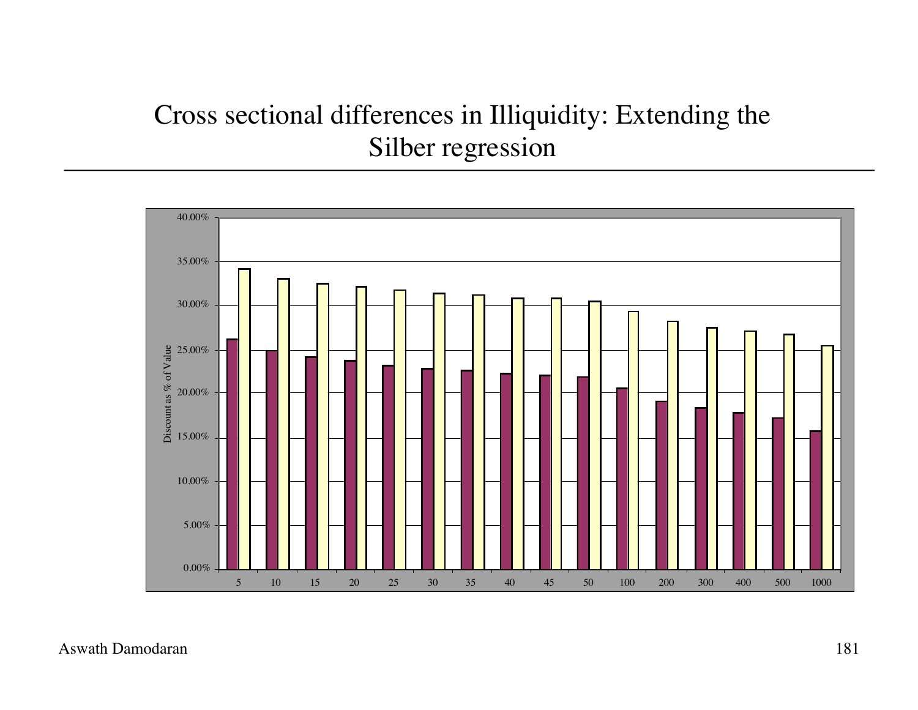# Cross sectional differences in Illiquidity: Extending the Silber regression

| Revenues | Discount (series 1) | Discount (series 2) |
|---|---|---|
| 5 | 26.2% | 34.2% |
| 10 | 24.9% | 33.1% |
| 15 | 24.2% | 32.5% |
| 20 | 23.8% | 32.2% |
| 25 | 23.2% | 31.8% |
| 30 | 22.9% | 31.4% |
| 35 | 22.7% | 31.2% |
| 40 | 22.3% | 30.9% |
| 45 | 22.1% | 30.9% |
| 50 | 21.9% | 30.5% |
| 100 | 20.6% | 29.4% |
| 200 | 19.1% | 28.3% |
| 300 | 18.4% | 27.5% |
| 400 | 17.8% | 27.2% |
| 500 | 17.3% | 26.8% |
| 1000 | 15.8% | 25.5% |

Discount as % of Value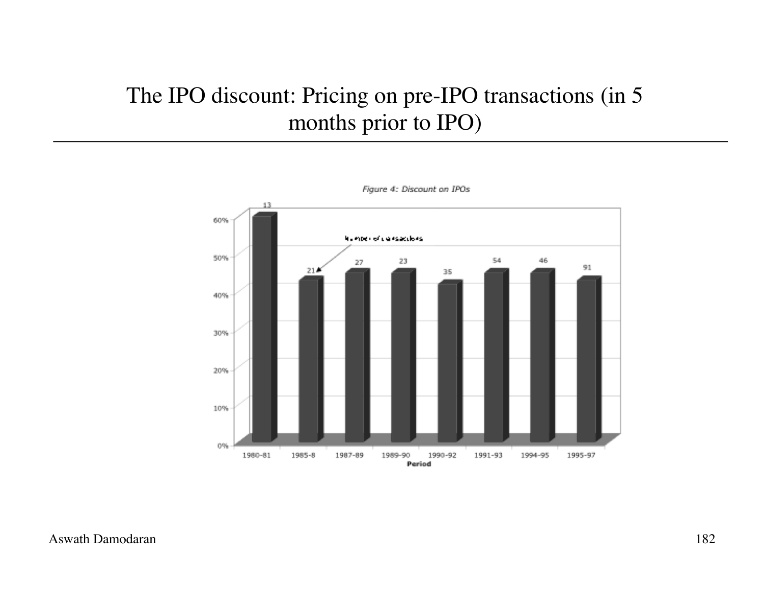# The IPO discount: Pricing on pre-IPO transactions (in 5 months prior to IPO)

*Figure 4: Discount on IPOs*

Number of transactions

| Period | Discount (approx.) | Number of transactions |
| --- | --- | --- |
| 1980-81 | 60% | 13 |
| 1985-8 | 43% | 21 |
| 1987-89 | 45% | 27 |
| 1989-90 | 45% | 23 |
| 1990-92 | 42% | 35 |
| 1991-93 | 45% | 54 |
| 1994-95 | 45% | 46 |
| 1995-97 | 43% | 91 |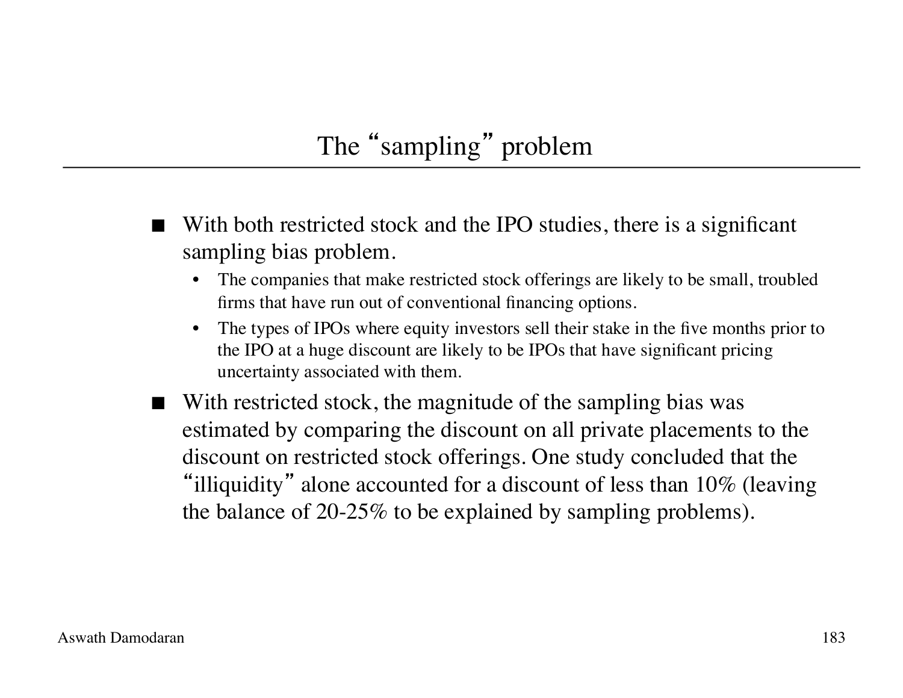# The “sampling” problem

- With both restricted stock and the IPO studies, there is a significant sampling bias problem.
  - The companies that make restricted stock offerings are likely to be small, troubled firms that have run out of conventional financing options.
  - The types of IPOs where equity investors sell their stake in the five months prior to the IPO at a huge discount are likely to be IPOs that have significant pricing uncertainty associated with them.
- With restricted stock, the magnitude of the sampling bias was estimated by comparing the discount on all private placements to the discount on restricted stock offerings. One study concluded that the “illiquidity” alone accounted for a discount of less than 10% (leaving the balance of 20-25% to be explained by sampling problems).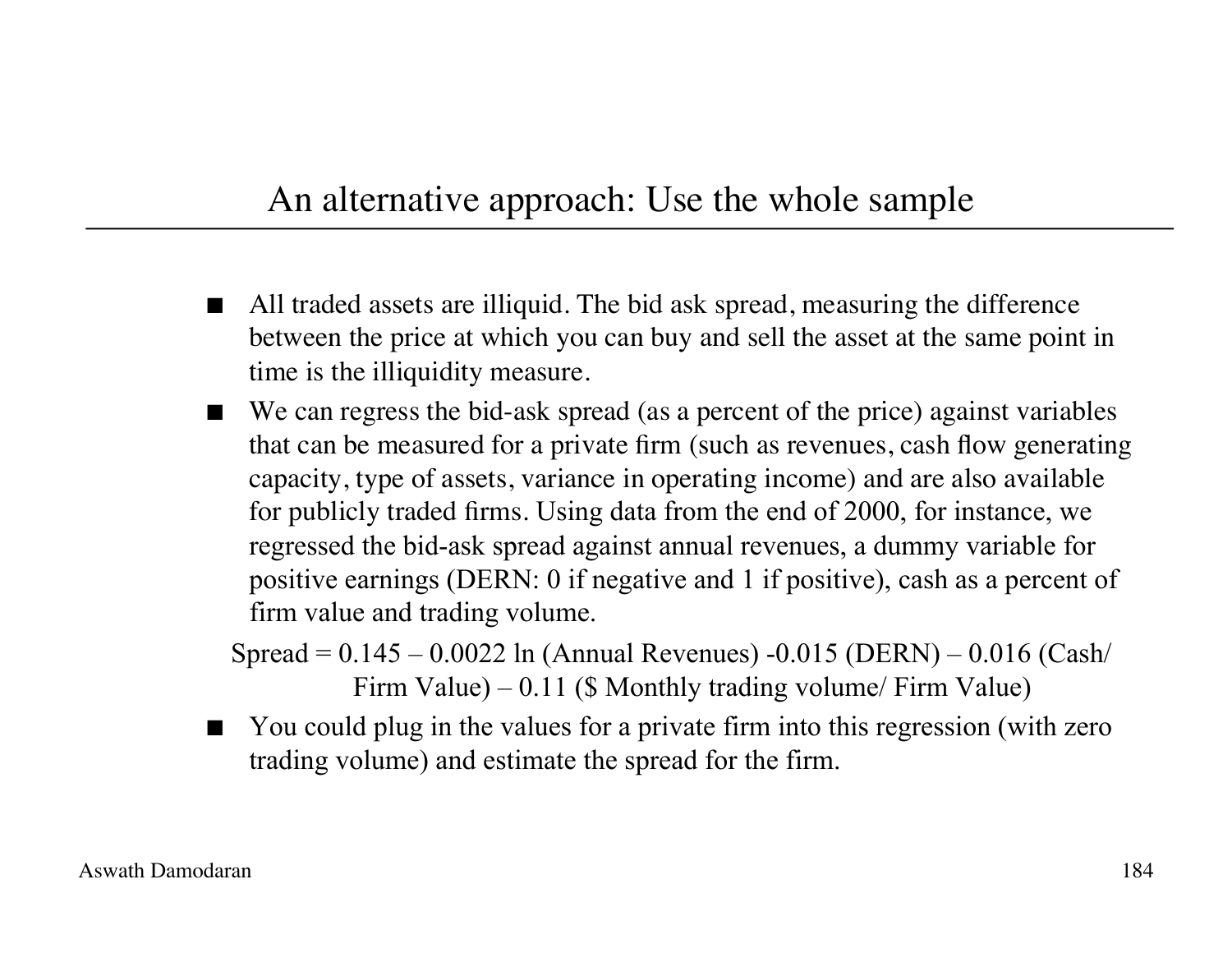# An alternative approach: Use the whole sample

- All traded assets are illiquid. The bid ask spread, measuring the difference between the price at which you can buy and sell the asset at the same point in time is the illiquidity measure.
- We can regress the bid-ask spread (as a percent of the price) against variables that can be measured for a private firm (such as revenues, cash flow generating capacity, type of assets, variance in operating income) and are also available for publicly traded firms. Using data from the end of 2000, for instance, we regressed the bid-ask spread against annual revenues, a dummy variable for positive earnings (DERN: 0 if negative and 1 if positive), cash as a percent of firm value and trading volume.

$$\text{Spread} = 0.145 - 0.0022 \ln(\text{Annual Revenues}) - 0.015\,(\text{DERN}) - 0.016\,(\text{Cash/Firm Value}) - 0.11\,(\text{\$ Monthly trading volume/ Firm Value})$$

- You could plug in the values for a private firm into this regression (with zero trading volume) and estimate the spread for the firm.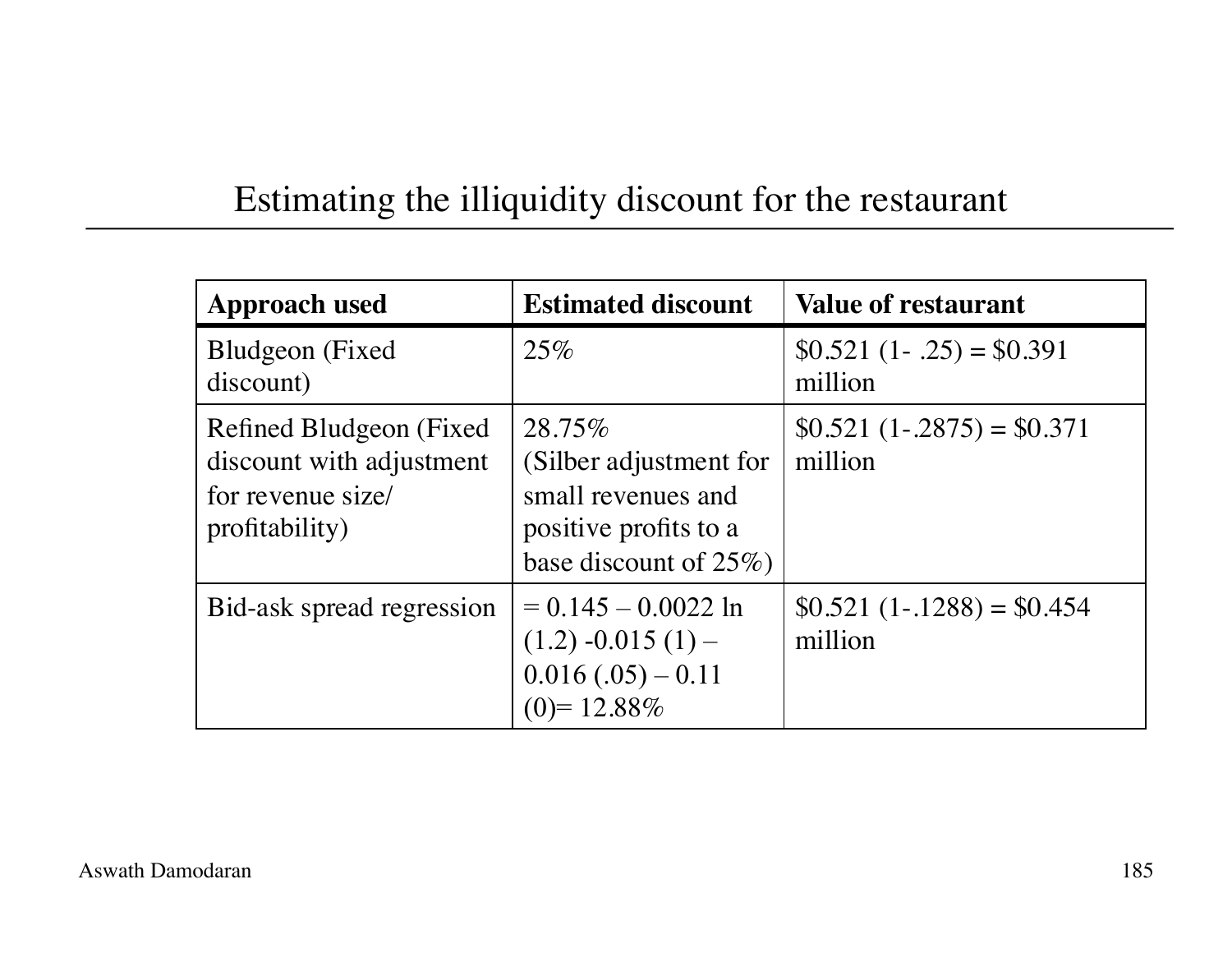# Estimating the illiquidity discount for the restaurant

| **Approach used** | **Estimated discount** | **Value of restaurant** |
|---|---|---|
| Bludgeon (Fixed discount) | 25% | \$0.521 (1- .25) = \$0.391 million |
| Refined Bludgeon (Fixed discount with adjustment for revenue size/ profitability) | 28.75% (Silber adjustment for small revenues and positive profits to a base discount of 25%) | \$0.521 (1-.2875) = \$0.371 million |
| Bid-ask spread regression | = 0.145 – 0.0022 ln (1.2) -0.015 (1) – 0.016 (.05) – 0.11 (0)= 12.88% | \$0.521 (1-.1288) = \$0.454 million |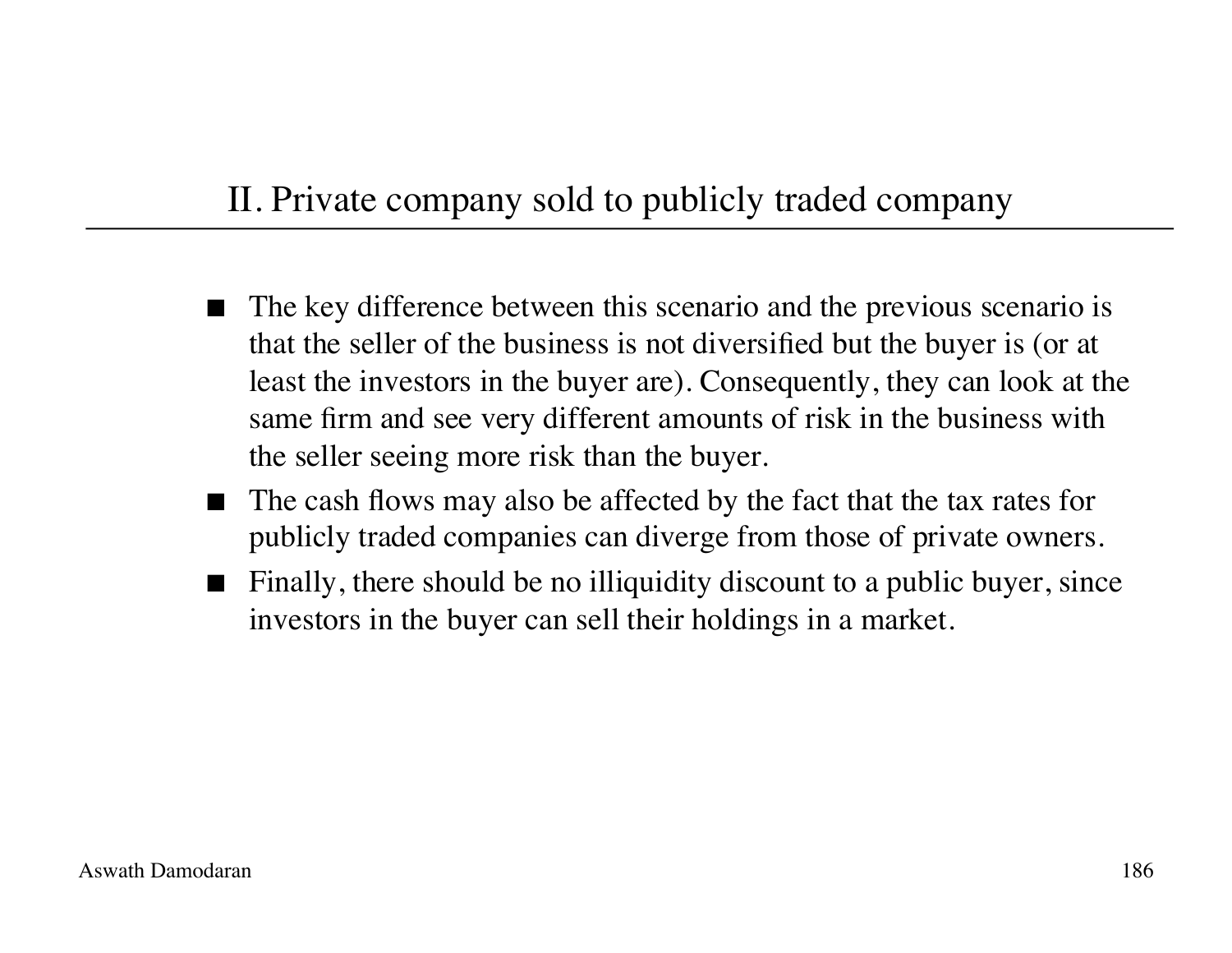## II. Private company sold to publicly traded company

- The key difference between this scenario and the previous scenario is that the seller of the business is not diversified but the buyer is (or at least the investors in the buyer are). Consequently, they can look at the same firm and see very different amounts of risk in the business with the seller seeing more risk than the buyer.
- The cash flows may also be affected by the fact that the tax rates for publicly traded companies can diverge from those of private owners.
- Finally, there should be no illiquidity discount to a public buyer, since investors in the buyer can sell their holdings in a market.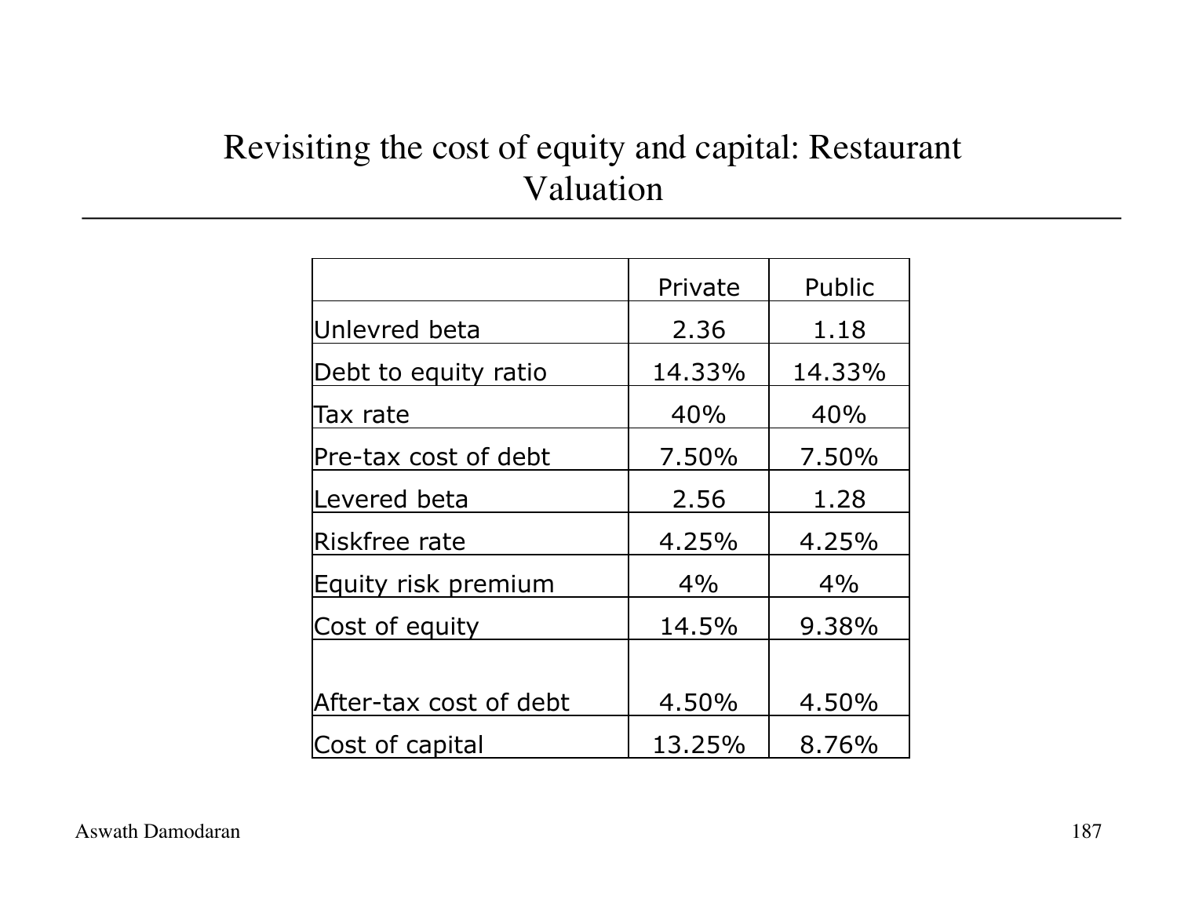# Revisiting the cost of equity and capital: Restaurant Valuation

| | Private | Public |
|---|---|---|
| Unlevred beta | 2.36 | 1.18 |
| Debt to equity ratio | 14.33% | 14.33% |
| Tax rate | 40% | 40% |
| Pre-tax cost of debt | 7.50% | 7.50% |
| Levered beta | 2.56 | 1.28 |
| Riskfree rate | 4.25% | 4.25% |
| Equity risk premium | 4% | 4% |
| Cost of equity | 14.5% | 9.38% |
| | | |
| After-tax cost of debt | 4.50% | 4.50% |
| Cost of capital | 13.25% | 8.76% |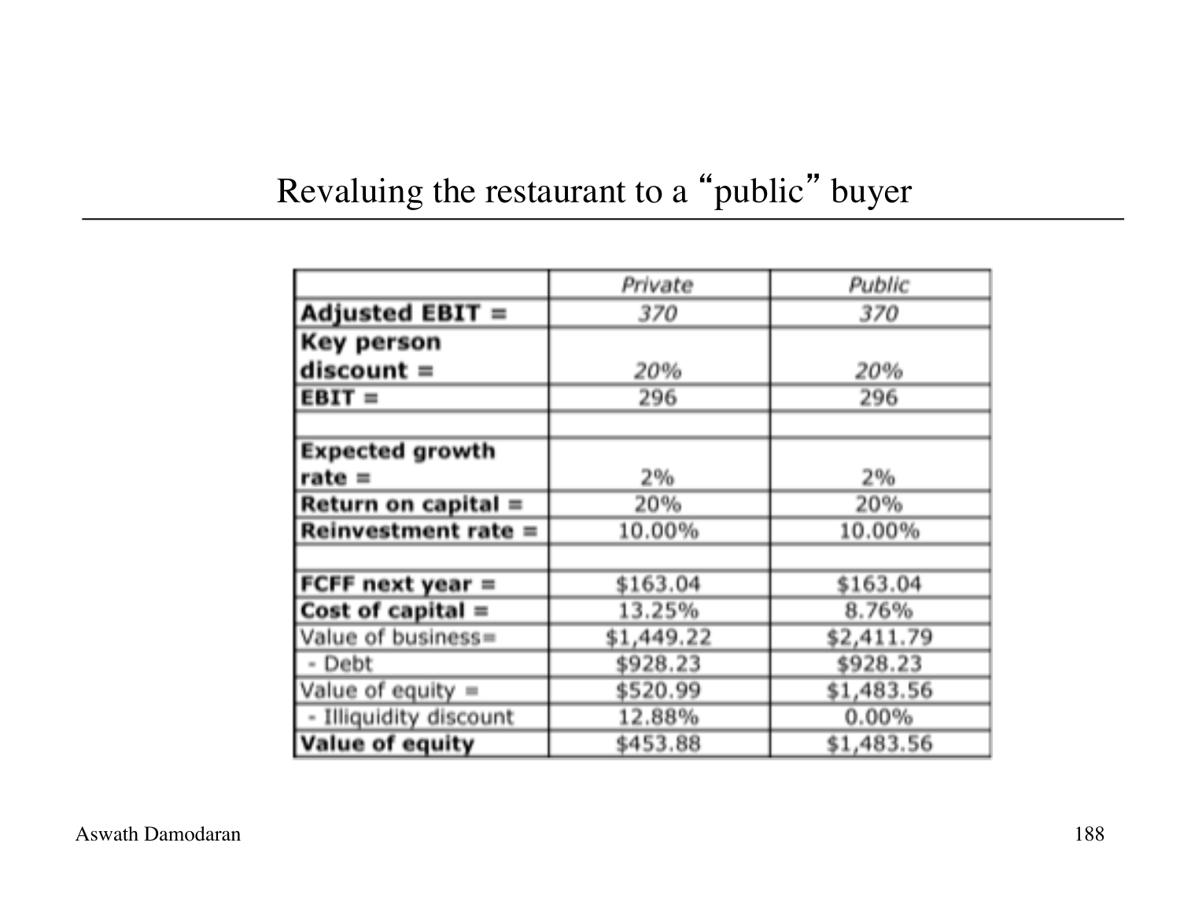# Revaluing the restaurant to a "public" buyer

| | *Private* | *Public* |
|---|---|---|
| **Adjusted EBIT =** | *370* | *370* |
| **Key person discount =** | *20%* | *20%* |
| **EBIT =** | 296 | 296 |
| | | |
| **Expected growth rate =** | 2% | 2% |
| **Return on capital =** | 20% | 20% |
| **Reinvestment rate =** | 10.00% | 10.00% |
| | | |
| **FCFF next year =** | $163.04 | $163.04 |
| **Cost of capital =** | 13.25% | 8.76% |
| Value of business= | $1,449.22 | $2,411.79 |
| - Debt | $928.23 | $928.23 |
| Value of equity = | $520.99 | $1,483.56 |
| - Illiquidity discount | 12.88% | 0.00% |
| **Value of equity** | $453.88 | $1,483.56 |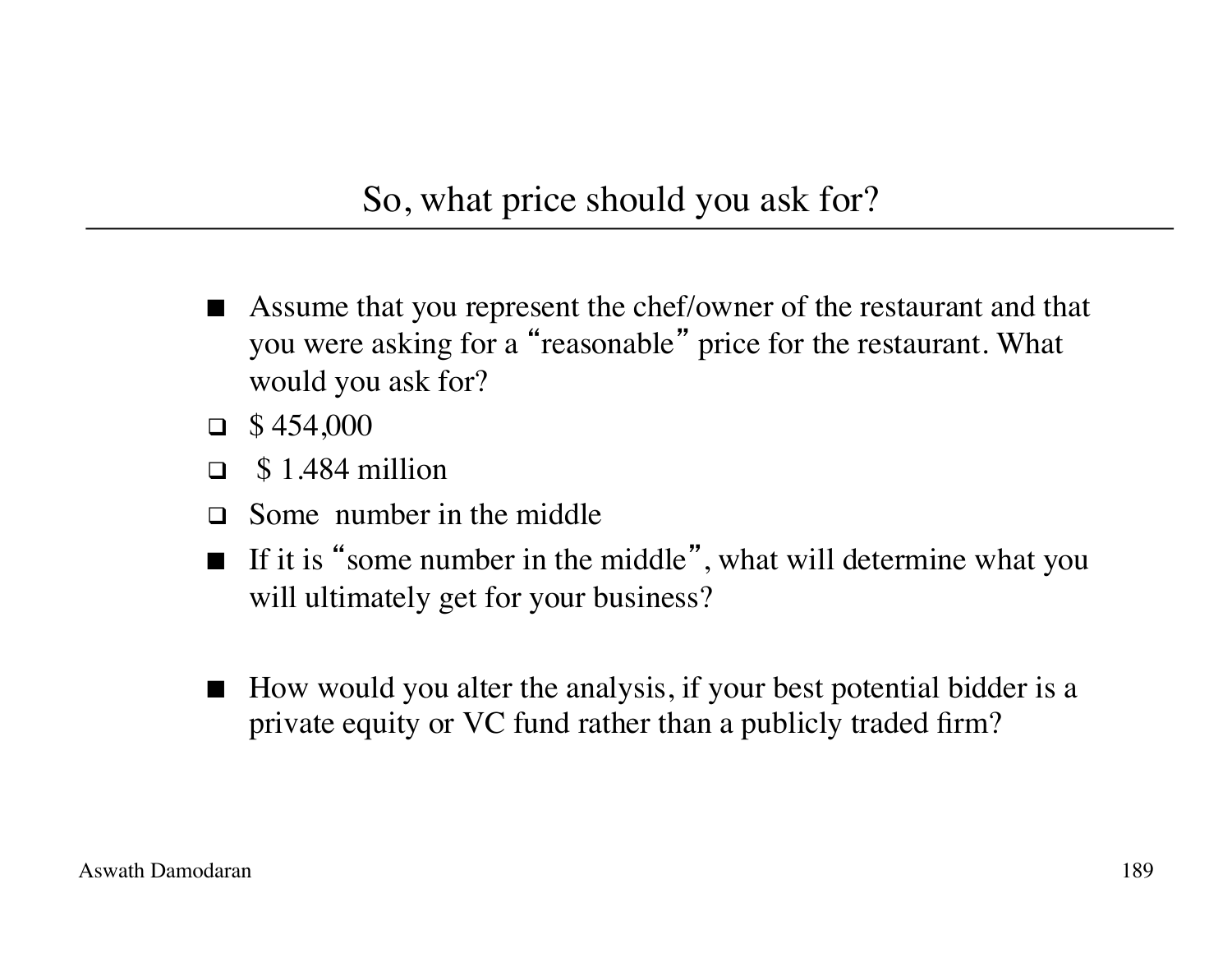# So, what price should you ask for?

- Assume that you represent the chef/owner of the restaurant and that you were asking for a “reasonable” price for the restaurant. What would you ask for?
  - $ 454,000
  - $ 1.484 million
  - Some number in the middle
- If it is “some number in the middle”, what will determine what you will ultimately get for your business?

- How would you alter the analysis, if your best potential bidder is a private equity or VC fund rather than a publicly traded firm?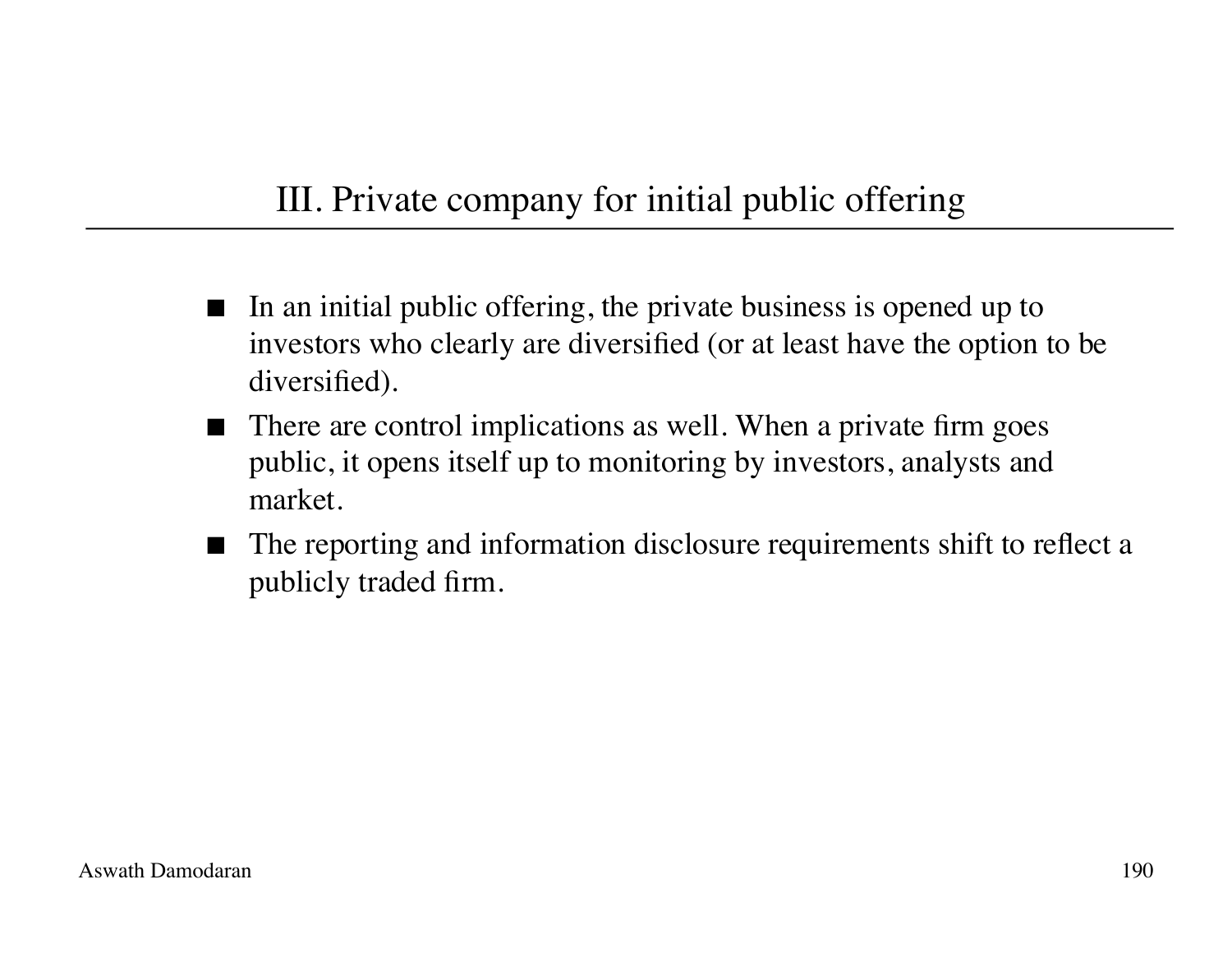## III. Private company for initial public offering

- In an initial public offering, the private business is opened up to investors who clearly are diversified (or at least have the option to be diversified).
- There are control implications as well. When a private firm goes public, it opens itself up to monitoring by investors, analysts and market.
- The reporting and information disclosure requirements shift to reflect a publicly traded firm.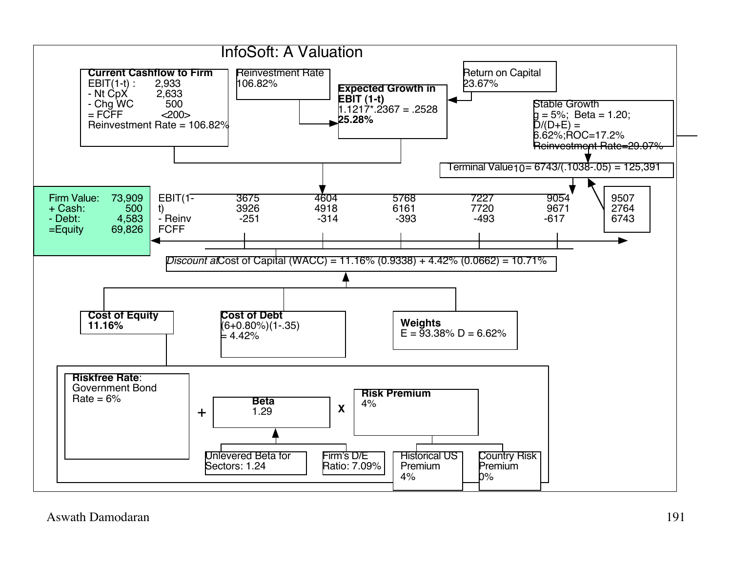# InfoSoft: A Valuation

**Current Cashflow to Firm**

| | |
|---|---|
| EBIT(1-t) : | 2,933 |
| - Nt CpX | 2,633 |
| - Chg WC | 500 |
| = FCFF | <200> |

Reinvestment Rate = 106.82%

**Reinvestment Rate**
106.82%

**Return on Capital**
23.67%

**Expected Growth in EBIT (1-t)**
1.1217*.2367 = .2528
**25.28%**

**Stable Growth**
g = 5%; Beta = 1.20; D/(D+E) = 6.62%;ROC=17.2%
Reinvestment Rate=29.07%

Terminal $Value_{10}$= 6743/(.1038-.05) = 125,391

| | |
|---|---|
| Firm Value: | 73,909 |
| + Cash: | 500 |
| - Debt: | 4,583 |
| =Equity | 69,826 |

| | | | | | | Terminal Year |
|---|---|---|---|---|---|---|
| EBIT(1-t) | 3675 | 4604 | 5768 | 7227 | 9054 | 9507 |
| - Reinv | 3926 | 4918 | 6161 | 7720 | 9671 | 2764 |
| FCFF | -251 | -314 | -393 | -493 | -617 | 6743 |

*Discount at* Cost of Capital (WACC) = 11.16% (0.9338) + 4.42% (0.0662) = 10.71%

**Cost of Equity**
**11.16%**

**Cost of Debt**
(6+0.80%)(1-.35)
= 4.42%

**Weights**
E = 93.38% D = 6.62%

**Riskfree Rate**:
Government Bond Rate = 6%

\+

**Beta**
1.29

x

**Risk Premium**
4%

Unlevered Beta for Sectors: 1.24

Firm's D/E Ratio: 7.09%

Historical US Premium
4%

Country Risk Premium
0%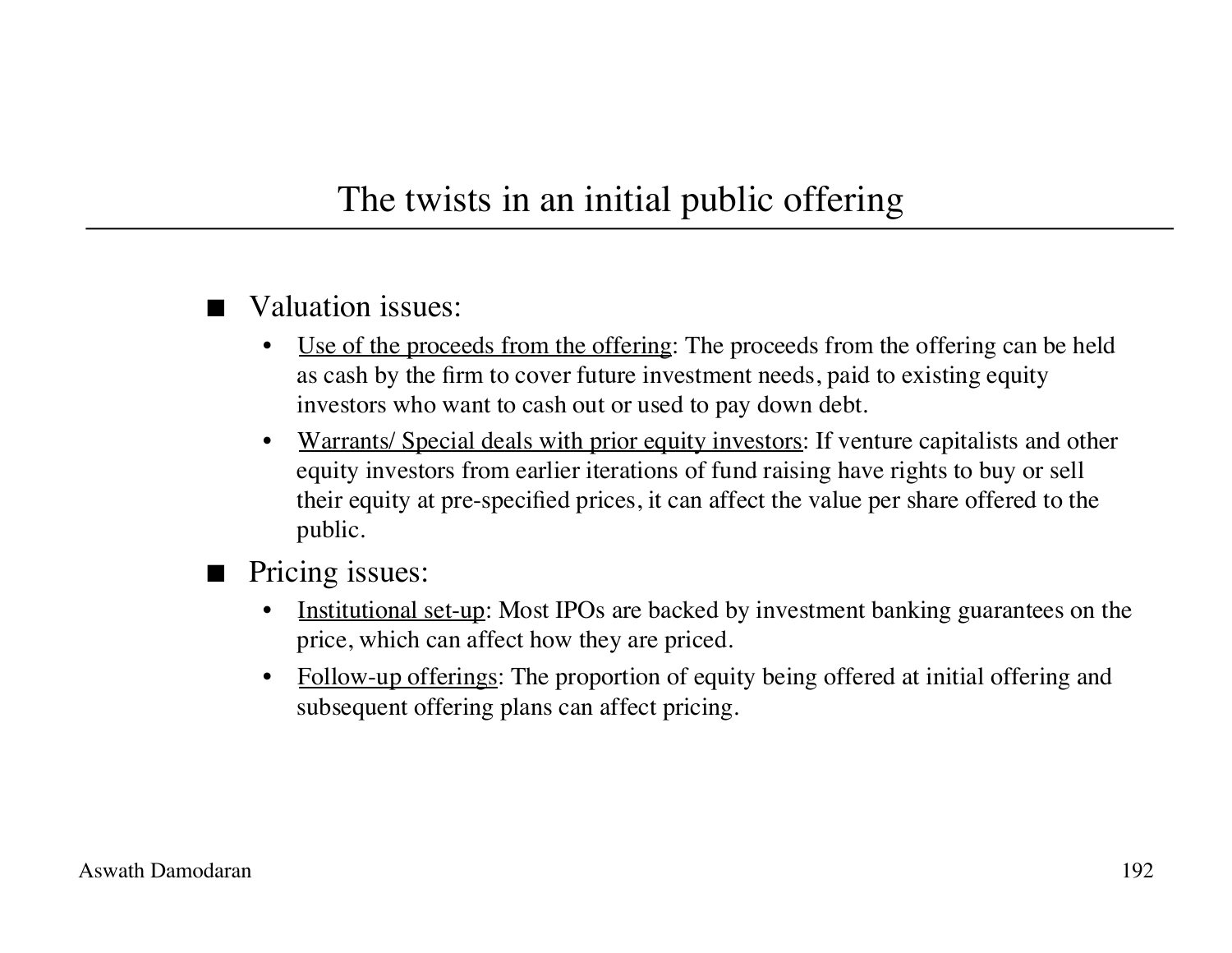# The twists in an initial public offering

- Valuation issues:
  - Use of the proceeds from the offering: The proceeds from the offering can be held as cash by the firm to cover future investment needs, paid to existing equity investors who want to cash out or used to pay down debt.
  - Warrants/ Special deals with prior equity investors: If venture capitalists and other equity investors from earlier iterations of fund raising have rights to buy or sell their equity at pre-specified prices, it can affect the value per share offered to the public.
- Pricing issues:
  - Institutional set-up: Most IPOs are backed by investment banking guarantees on the price, which can affect how they are priced.
  - Follow-up offerings: The proportion of equity being offered at initial offering and subsequent offering plans can affect pricing.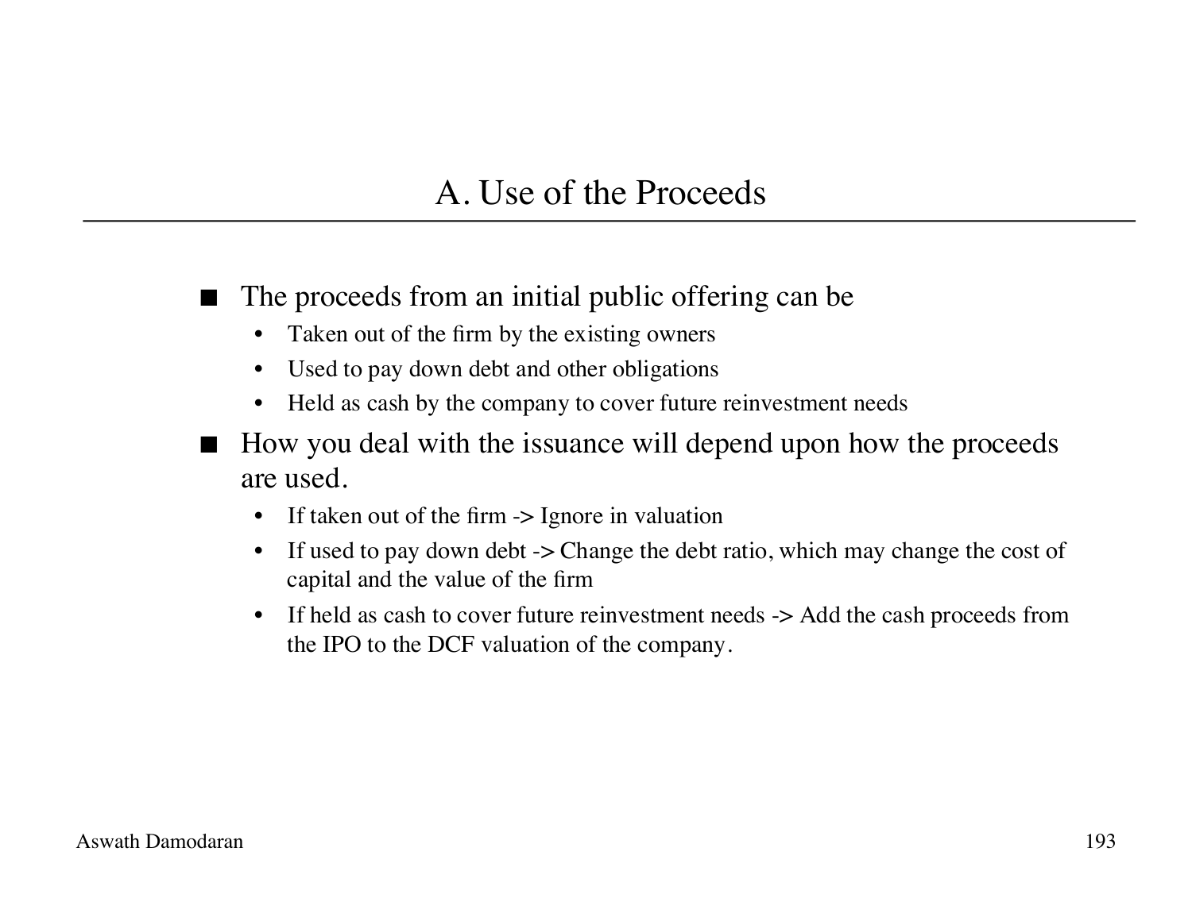# A. Use of the Proceeds

- The proceeds from an initial public offering can be
  - Taken out of the firm by the existing owners
  - Used to pay down debt and other obligations
  - Held as cash by the company to cover future reinvestment needs
- How you deal with the issuance will depend upon how the proceeds are used.
  - If taken out of the firm -> Ignore in valuation
  - If used to pay down debt -> Change the debt ratio, which may change the cost of capital and the value of the firm
  - If held as cash to cover future reinvestment needs -> Add the cash proceeds from the IPO to the DCF valuation of the company.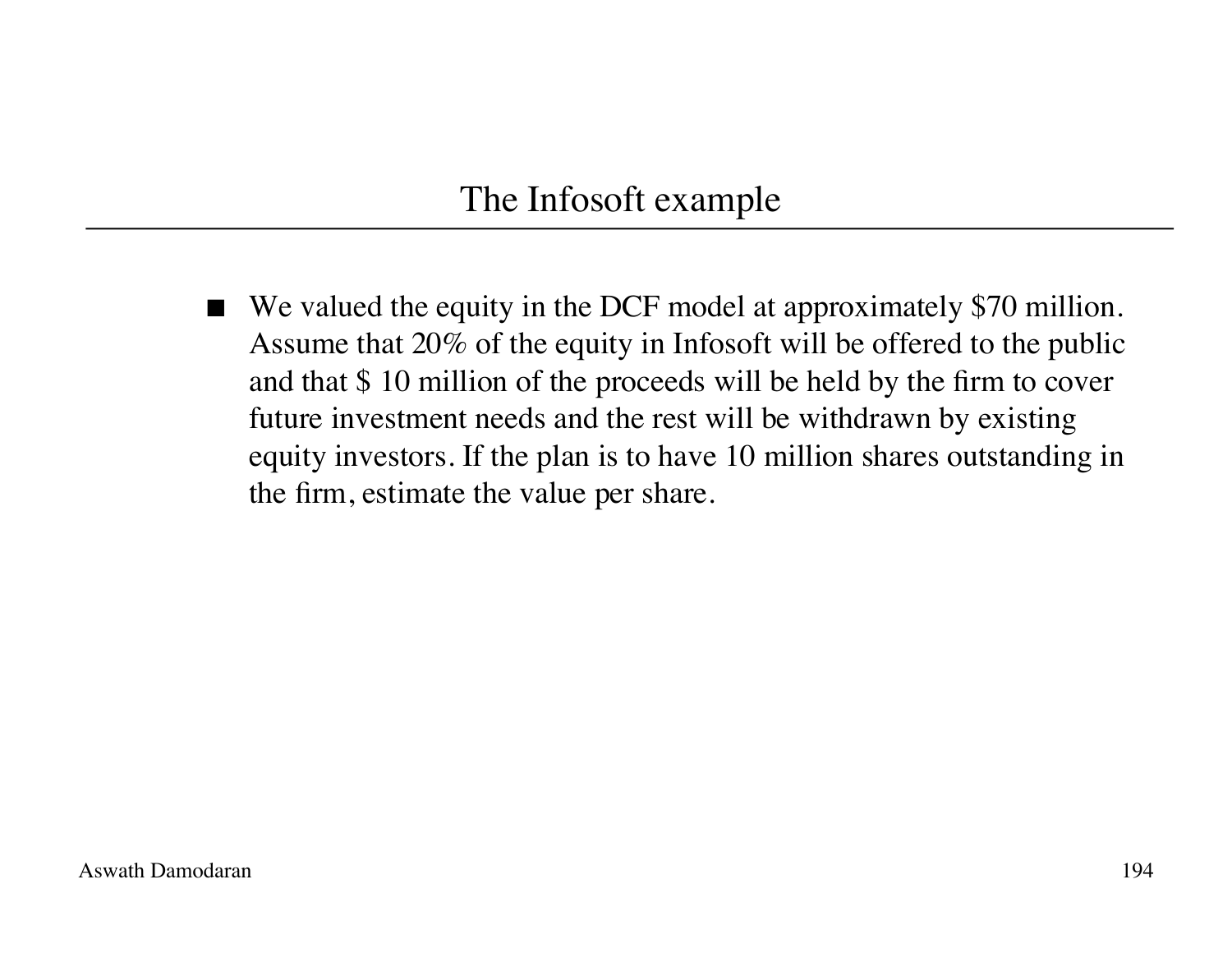# The Infosoft example

- We valued the equity in the DCF model at approximately $70 million. Assume that 20% of the equity in Infosoft will be offered to the public and that $ 10 million of the proceeds will be held by the firm to cover future investment needs and the rest will be withdrawn by existing equity investors. If the plan is to have 10 million shares outstanding in the firm, estimate the value per share.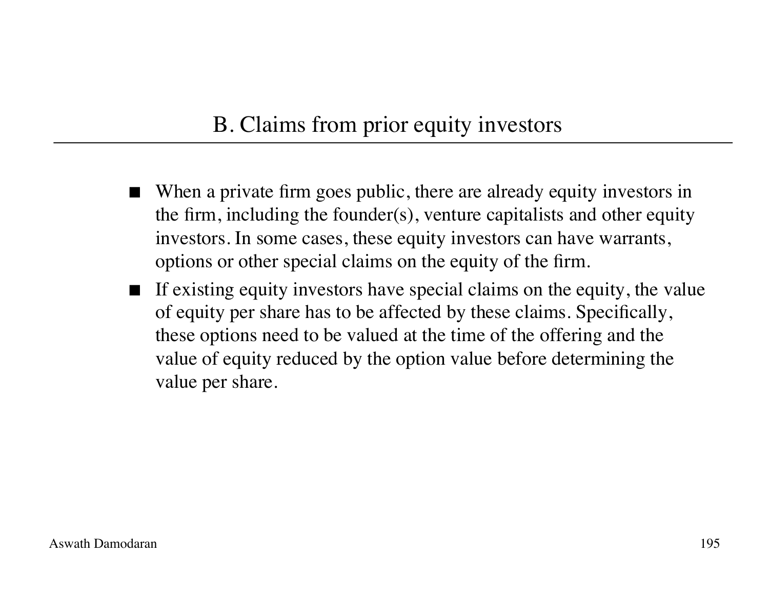## B. Claims from prior equity investors

- When a private firm goes public, there are already equity investors in the firm, including the founder(s), venture capitalists and other equity investors. In some cases, these equity investors can have warrants, options or other special claims on the equity of the firm.
- If existing equity investors have special claims on the equity, the value of equity per share has to be affected by these claims. Specifically, these options need to be valued at the time of the offering and the value of equity reduced by the option value before determining the value per share.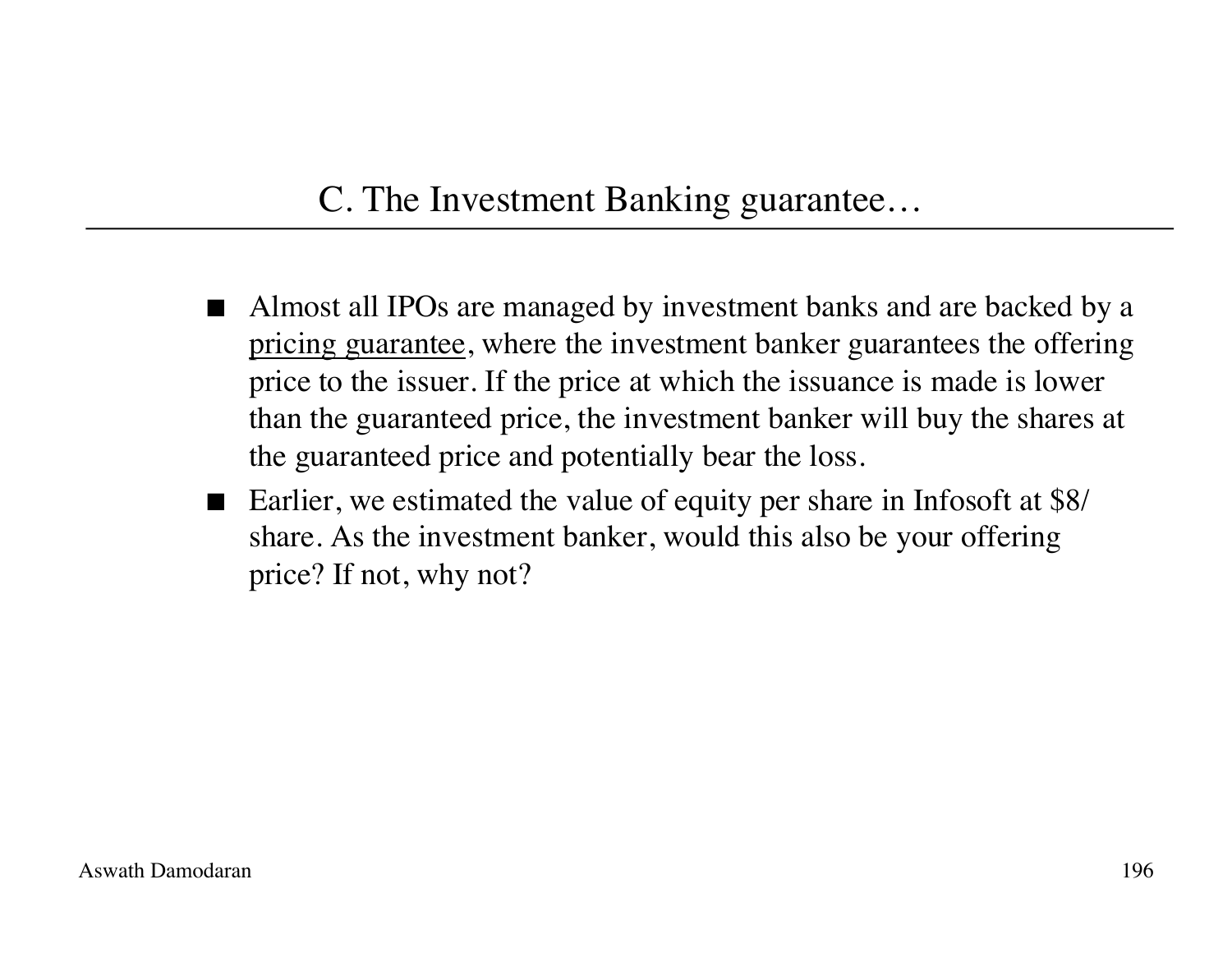## C. The Investment Banking guarantee…

- Almost all IPOs are managed by investment banks and are backed by a <u>pricing guarantee</u>, where the investment banker guarantees the offering price to the issuer. If the price at which the issuance is made is lower than the guaranteed price, the investment banker will buy the shares at the guaranteed price and potentially bear the loss.
- Earlier, we estimated the value of equity per share in Infosoft at $8/share. As the investment banker, would this also be your offering price? If not, why not?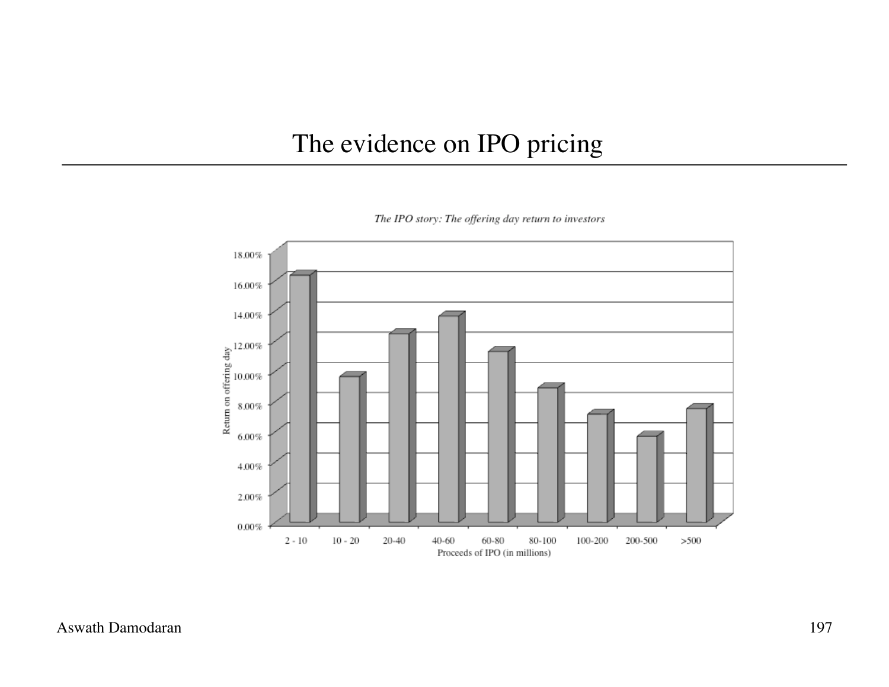# The evidence on IPO pricing

*The IPO story: The offering day return to investors*

Return on offering day

18.00%
16.00%
14.00%
12.00%
10.00%
8.00%
6.00%
4.00%
2.00%
0.00%

2 - 10 | 10 - 20 | 20-40 | 40-60 | 60-80 | 80-100 | 100-200 | 200-500 | >500

Proceeds of IPO (in millions)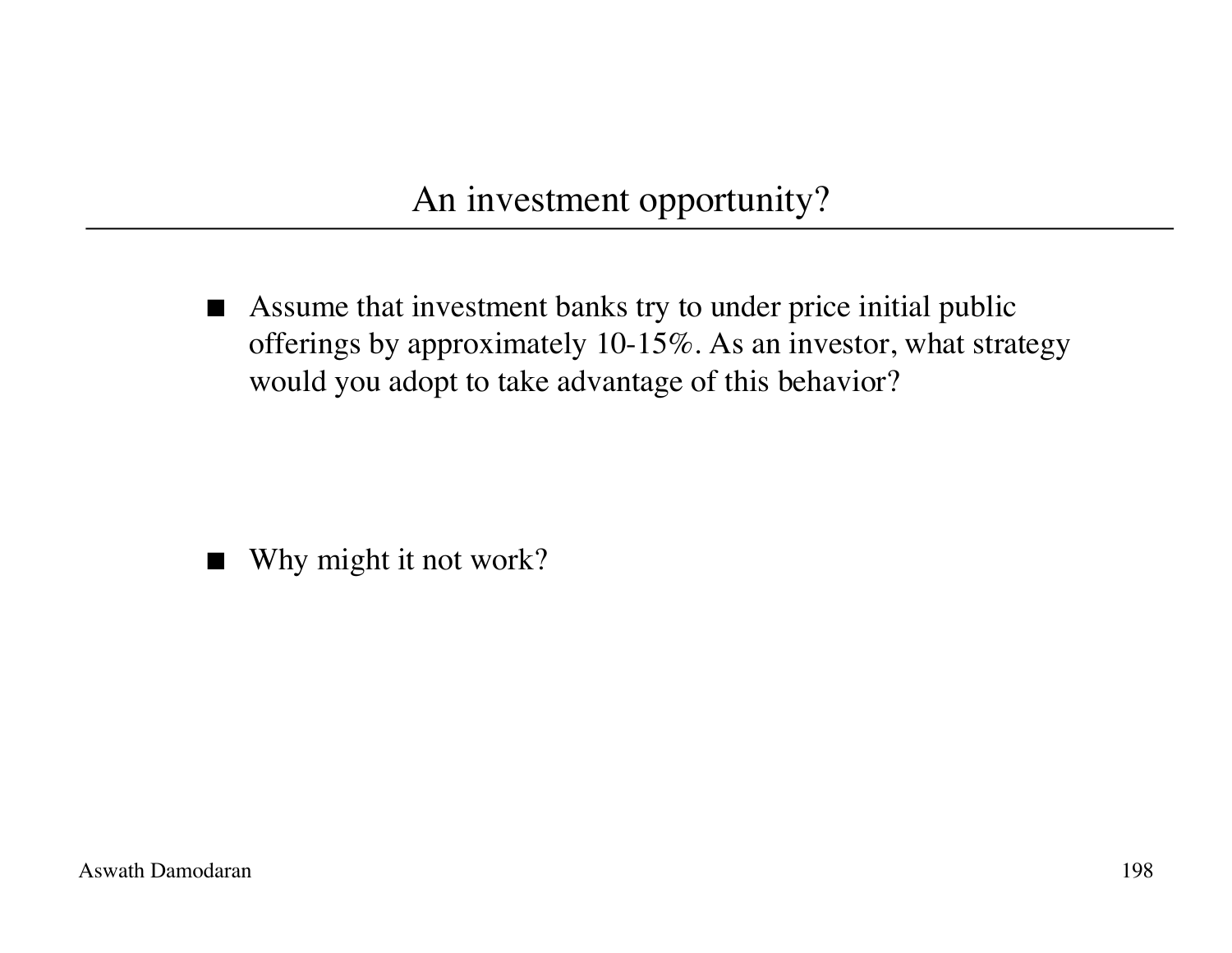# An investment opportunity?

- Assume that investment banks try to under price initial public offerings by approximately 10-15%. As an investor, what strategy would you adopt to take advantage of this behavior?

- Why might it not work?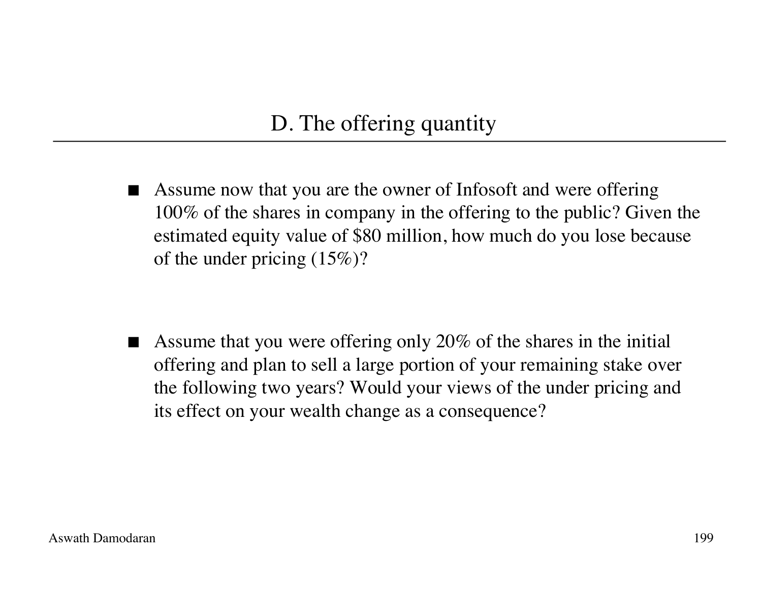## D. The offering quantity

- Assume now that you are the owner of Infosoft and were offering 100% of the shares in company in the offering to the public? Given the estimated equity value of $80 million, how much do you lose because of the under pricing (15%)?

- Assume that you were offering only 20% of the shares in the initial offering and plan to sell a large portion of your remaining stake over the following two years? Would your views of the under pricing and its effect on your wealth change as a consequence?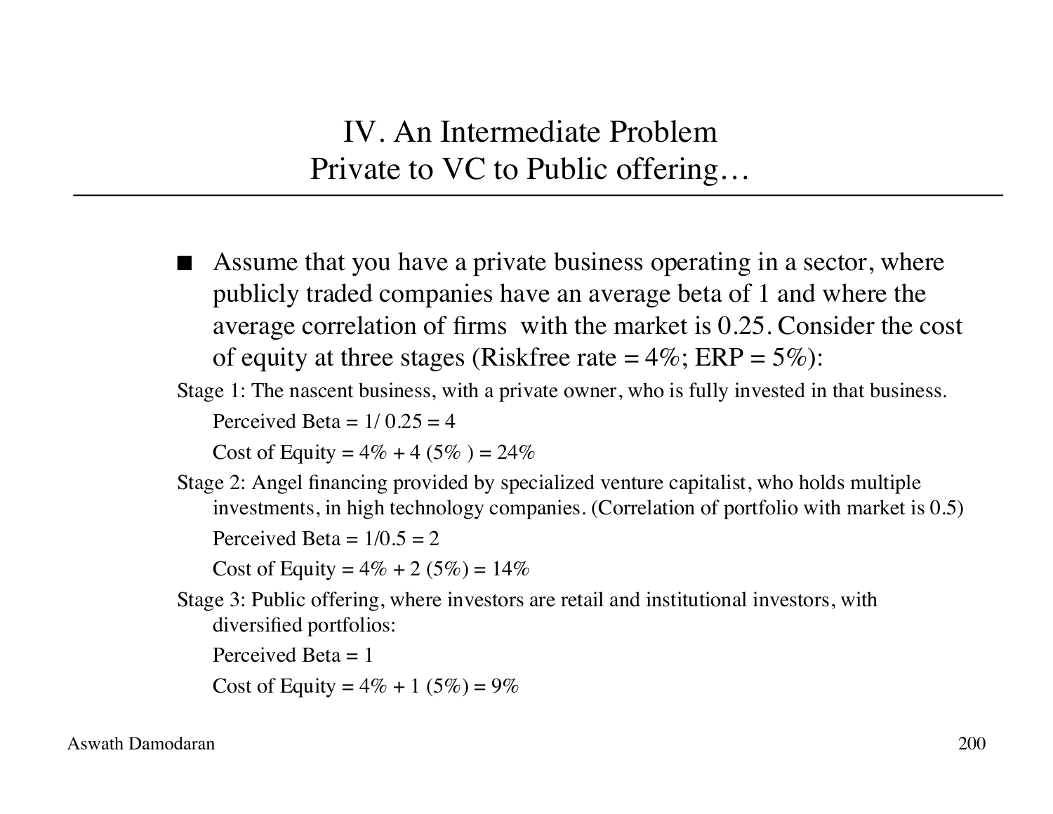# IV. An Intermediate Problem
# Private to VC to Public offering…

- Assume that you have a private business operating in a sector, where publicly traded companies have an average beta of 1 and where the average correlation of firms with the market is 0.25. Consider the cost of equity at three stages (Riskfree rate = 4%; ERP = 5%):

Stage 1: The nascent business, with a private owner, who is fully invested in that business.

Perceived Beta = 1/ 0.25 = 4

Cost of Equity = 4% + 4 (5% ) = 24%

Stage 2: Angel financing provided by specialized venture capitalist, who holds multiple investments, in high technology companies. (Correlation of portfolio with market is 0.5)

Perceived Beta = 1/0.5 = 2

Cost of Equity = 4% + 2 (5%) = 14%

Stage 3: Public offering, where investors are retail and institutional investors, with diversified portfolios:

Perceived Beta = 1

Cost of Equity = 4% + 1 (5%) = 9%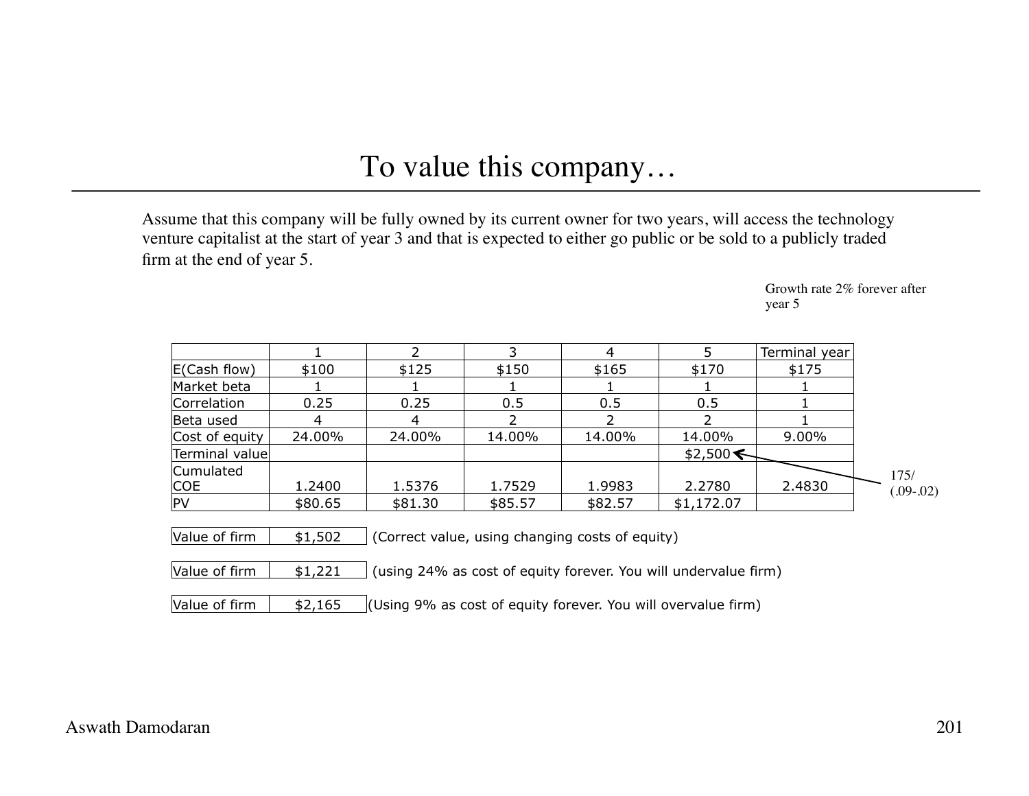# To value this company…

Assume that this company will be fully owned by its current owner for two years, will access the technology venture capitalist at the start of year 3 and that is expected to either go public or be sold to a publicly traded firm at the end of year 5.

Growth rate 2% forever after year 5

| | 1 | 2 | 3 | 4 | 5 | Terminal year |
|---|---|---|---|---|---|---|
| E(Cash flow) | $100 | $125 | $150 | $165 | $170 | $175 |
| Market beta | 1 | 1 | 1 | 1 | 1 | 1 |
| Correlation | 0.25 | 0.25 | 0.5 | 0.5 | 0.5 | 1 |
| Beta used | 4 | 4 | 2 | 2 | 2 | 1 |
| Cost of equity | 24.00% | 24.00% | 14.00% | 14.00% | 14.00% | 9.00% |
| Terminal value | | | | | $2,500 | |
| Cumulated COE | 1.2400 | 1.5376 | 1.7529 | 1.9983 | 2.2780 | 2.4830 |
| PV | $80.65 | $81.30 | $85.57 | $82.57 | $1,172.07 | |

Terminal value: $175/(.09-.02)$

| Value of firm | $1,502 | (Correct value, using changing costs of equity) |
|---|---|---|
| Value of firm | $1,221 | (using 24% as cost of equity forever. You will undervalue firm) |
| Value of firm | $2,165 | (Using 9% as cost of equity forever. You will overvalue firm) |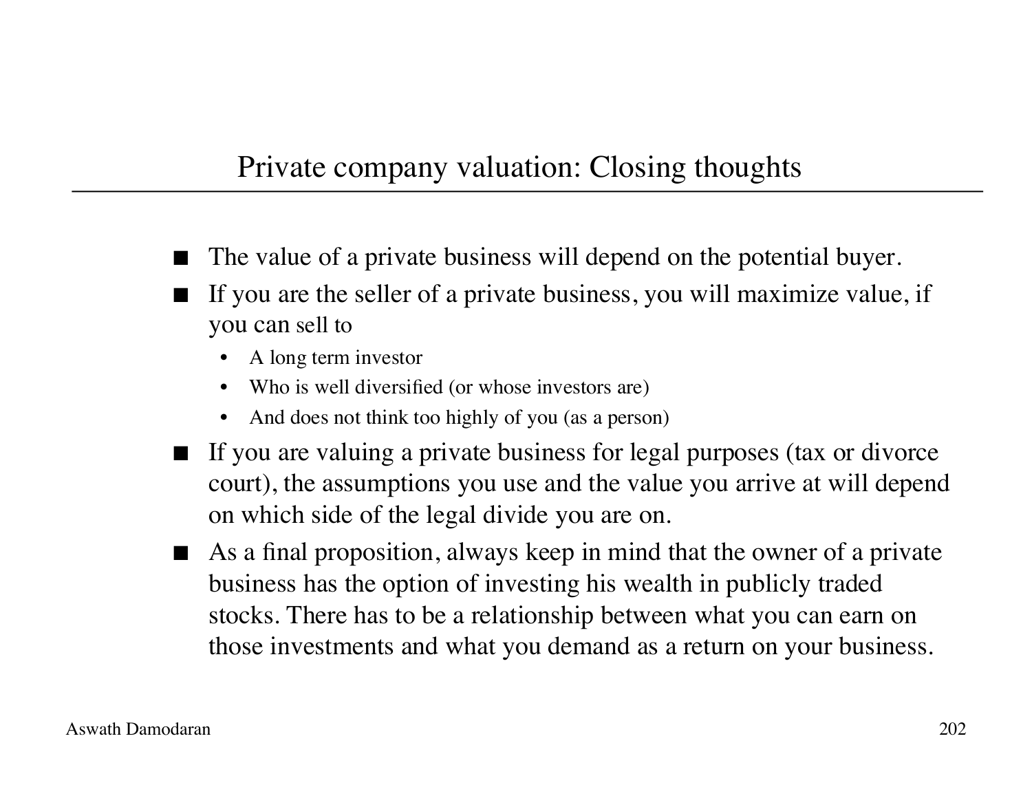# Private company valuation: Closing thoughts

- The value of a private business will depend on the potential buyer.
- If you are the seller of a private business, you will maximize value, if you can sell to
  - A long term investor
  - Who is well diversified (or whose investors are)
  - And does not think too highly of you (as a person)
- If you are valuing a private business for legal purposes (tax or divorce court), the assumptions you use and the value you arrive at will depend on which side of the legal divide you are on.
- As a final proposition, always keep in mind that the owner of a private business has the option of investing his wealth in publicly traded stocks. There has to be a relationship between what you can earn on those investments and what you demand as a return on your business.